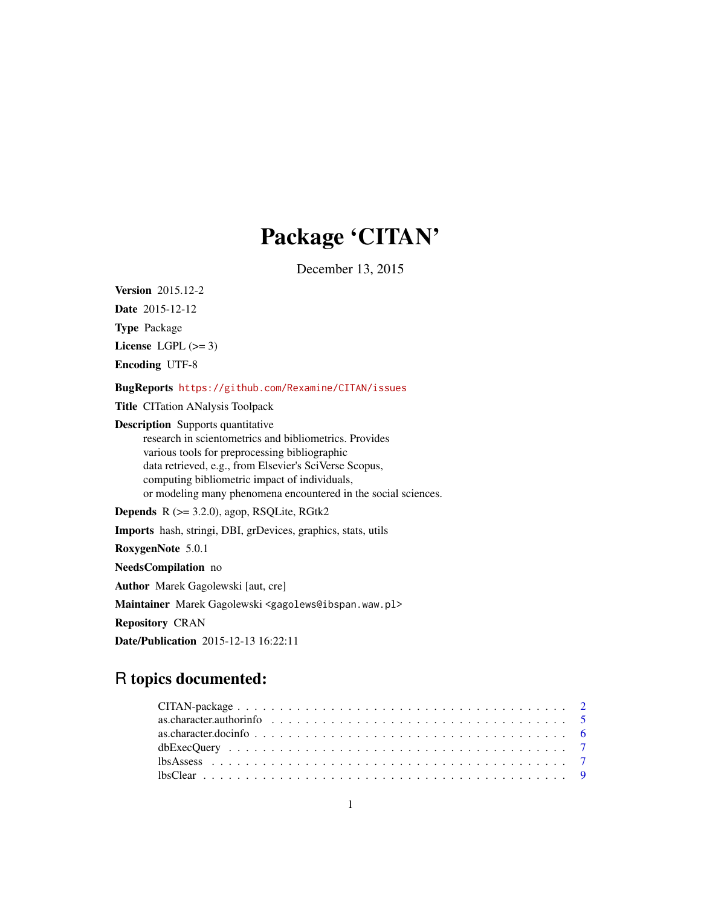# Package 'CITAN'

December 13, 2015

**Version** 2015.12-2

**Date** 2015-12-12

**Type** Package

**License** LGPL (>= 3)

**Encoding** UTF-8

**BugReports** https://github.com/Rexamine/CITAN/issues

**Title** CITation ANalysis Toolpack

**Description** Supports quantitative research in scientometrics and bibliometrics. Provides various tools for preprocessing bibliographic data retrieved, e.g., from Elsevier's SciVerse Scopus, computing bibliometric impact of individuals, or modeling many phenomena encountered in the social sciences.

**Depends** R (>= 3.2.0), agop, RSQLite, RGtk2

**Imports** hash, stringi, DBI, grDevices, graphics, stats, utils

**RoxygenNote** 5.0.1

**NeedsCompilation** no

**Author** Marek Gagolewski [aut, cre]

**Maintainer** Marek Gagolewski <gagolews@ibspan.waw.pl>

**Repository** CRAN

**Date/Publication** 2015-12-13 16:22:11

## R topics documented:

CITAN-package . . . . . . . . . . . . . . . . . . . . . . . . . . . . . . . . . . . . . . 2
as.character.authorinfo . . . . . . . . . . . . . . . . . . . . . . . . . . . . . . . . . . 5
as.character.docinfo . . . . . . . . . . . . . . . . . . . . . . . . . . . . . . . . . . . . 6
dbExecQuery . . . . . . . . . . . . . . . . . . . . . . . . . . . . . . . . . . . . . . . . 7
lbsAssess . . . . . . . . . . . . . . . . . . . . . . . . . . . . . . . . . . . . . . . . . . 7
lbsClear . . . . . . . . . . . . . . . . . . . . . . . . . . . . . . . . . . . . . . . . . . . 9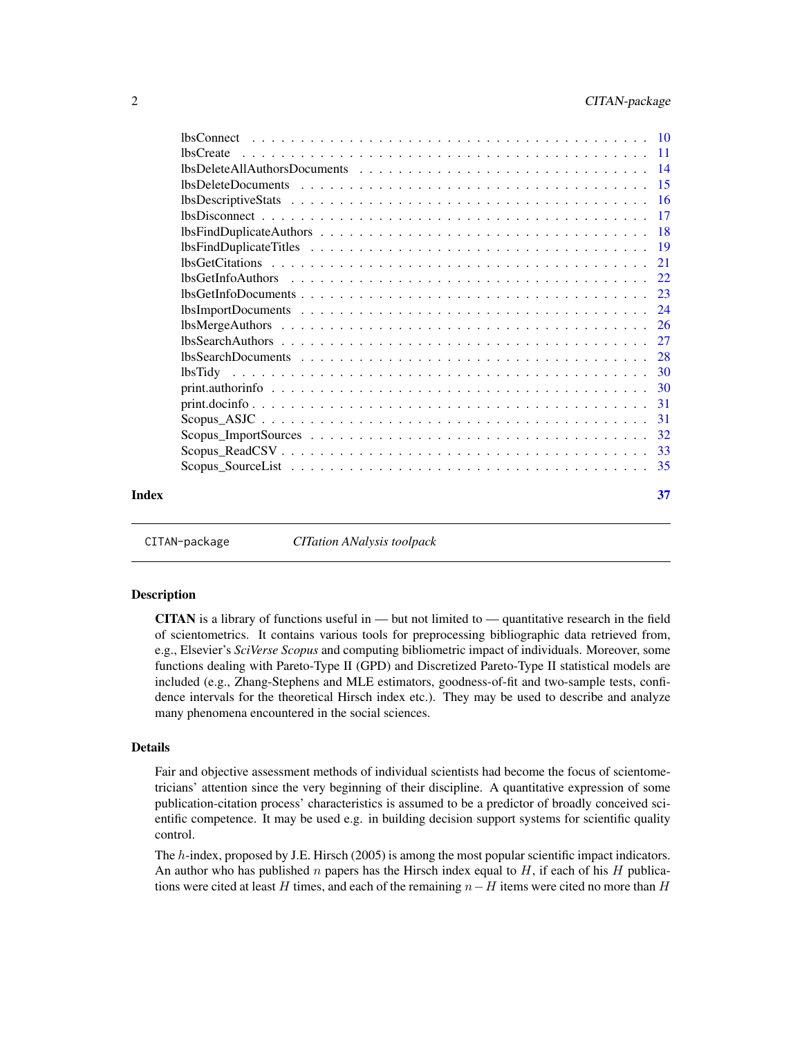lbsConnect . . . . . . . . . . . . . . . . . . . . . . . . . . . . . . . . . . . . . . . 10
lbsCreate . . . . . . . . . . . . . . . . . . . . . . . . . . . . . . . . . . . . . . . . 11
lbsDeleteAllAuthorsDocuments . . . . . . . . . . . . . . . . . . . . . . . . . . . . . . 14
lbsDeleteDocuments . . . . . . . . . . . . . . . . . . . . . . . . . . . . . . . . . . . 15
lbsDescriptiveStats . . . . . . . . . . . . . . . . . . . . . . . . . . . . . . . . . . . 16
lbsDisconnect . . . . . . . . . . . . . . . . . . . . . . . . . . . . . . . . . . . . . . 17
lbsFindDuplicateAuthors . . . . . . . . . . . . . . . . . . . . . . . . . . . . . . . . . 18
lbsFindDuplicateTitles . . . . . . . . . . . . . . . . . . . . . . . . . . . . . . . . . 19
lbsGetCitations . . . . . . . . . . . . . . . . . . . . . . . . . . . . . . . . . . . . . 21
lbsGetInfoAuthors . . . . . . . . . . . . . . . . . . . . . . . . . . . . . . . . . . . . 22
lbsGetInfoDocuments . . . . . . . . . . . . . . . . . . . . . . . . . . . . . . . . . . . 23
lbsImportDocuments . . . . . . . . . . . . . . . . . . . . . . . . . . . . . . . . . . . 24
lbsMergeAuthors . . . . . . . . . . . . . . . . . . . . . . . . . . . . . . . . . . . . . 26
lbsSearchAuthors . . . . . . . . . . . . . . . . . . . . . . . . . . . . . . . . . . . . . 27
lbsSearchDocuments . . . . . . . . . . . . . . . . . . . . . . . . . . . . . . . . . . . 28
lbsTidy . . . . . . . . . . . . . . . . . . . . . . . . . . . . . . . . . . . . . . . . . . 30
print.authorinfo . . . . . . . . . . . . . . . . . . . . . . . . . . . . . . . . . . . . . 30
print.docinfo . . . . . . . . . . . . . . . . . . . . . . . . . . . . . . . . . . . . . . . 31
Scopus_ASJC . . . . . . . . . . . . . . . . . . . . . . . . . . . . . . . . . . . . . . . 31
Scopus_ImportSources . . . . . . . . . . . . . . . . . . . . . . . . . . . . . . . . . . 32
Scopus_ReadCSV . . . . . . . . . . . . . . . . . . . . . . . . . . . . . . . . . . . . . 33
Scopus_SourceList . . . . . . . . . . . . . . . . . . . . . . . . . . . . . . . . . . . . 35

**Index** **37**

---

`CITAN-package` *CITation ANalysis toolpack*

---

### Description

**CITAN** is a library of functions useful in — but not limited to — quantitative research in the field of scientometrics. It contains various tools for preprocessing bibliographic data retrieved from, e.g., Elsevier's *SciVerse Scopus* and computing bibliometric impact of individuals. Moreover, some functions dealing with Pareto-Type II (GPD) and Discretized Pareto-Type II statistical models are included (e.g., Zhang-Stephens and MLE estimators, goodness-of-fit and two-sample tests, confidence intervals for the theoretical Hirsch index etc.). They may be used to describe and analyze many phenomena encountered in the social sciences.

### Details

Fair and objective assessment methods of individual scientists had become the focus of scientometricians' attention since the very beginning of their discipline. A quantitative expression of some publication-citation process' characteristics is assumed to be a predictor of broadly conceived scientific competence. It may be used e.g. in building decision support systems for scientific quality control.

The $h$-index, proposed by J.E. Hirsch (2005) is among the most popular scientific impact indicators. An author who has published $n$ papers has the Hirsch index equal to $H$, if each of his $H$ publications were cited at least $H$ times, and each of the remaining $n - H$ items were cited no more than $H$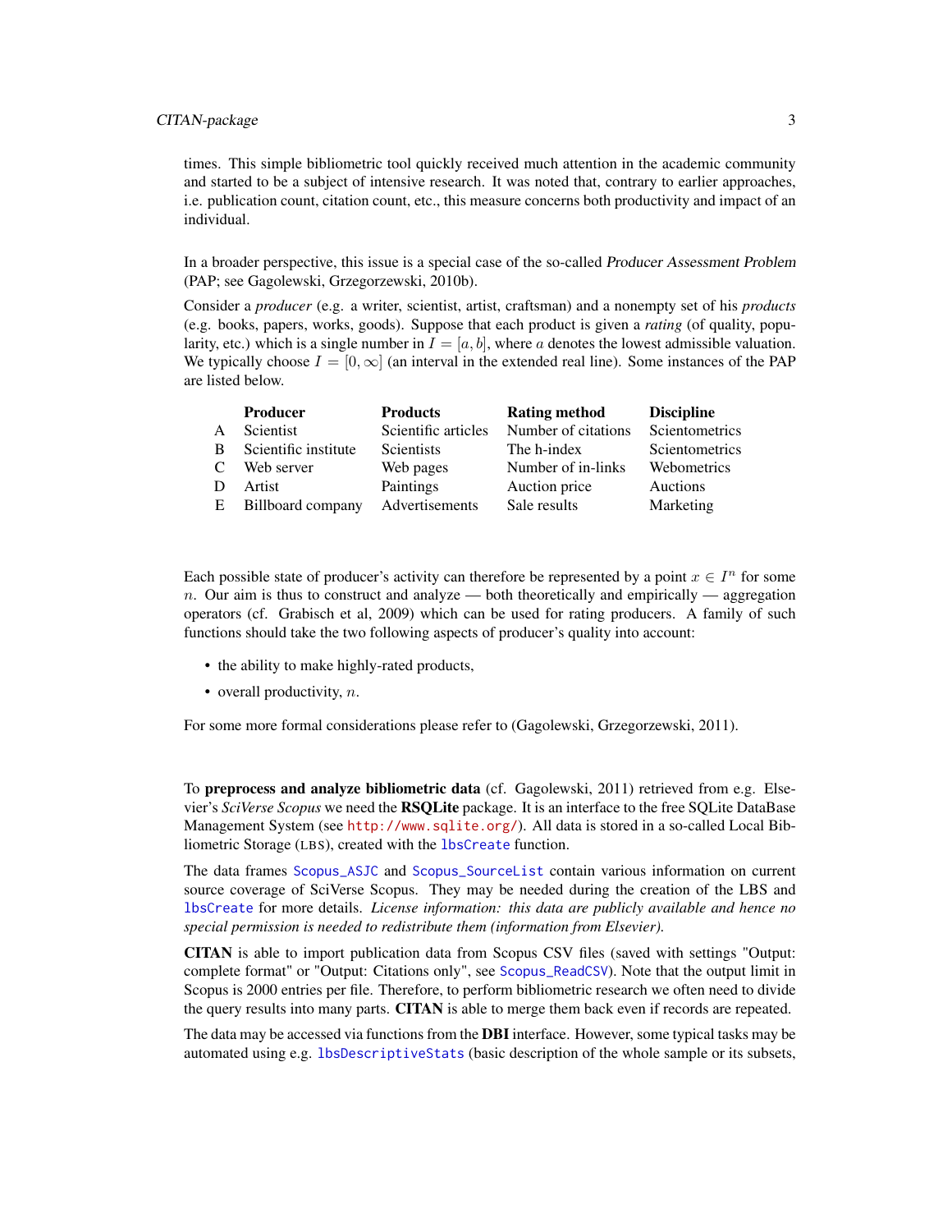times. This simple bibliometric tool quickly received much attention in the academic community and started to be a subject of intensive research. It was noted that, contrary to earlier approaches, i.e. publication count, citation count, etc., this measure concerns both productivity and impact of an individual.

In a broader perspective, this issue is a special case of the so-called *Producer Assessment Problem* (PAP; see Gagolewski, Grzegorzewski, 2010b).

Consider a *producer* (e.g. a writer, scientist, artist, craftsman) and a nonempty set of his *products* (e.g. books, papers, works, goods). Suppose that each product is given a *rating* (of quality, popularity, etc.) which is a single number in $I = [a, b]$, where $a$ denotes the lowest admissible valuation. We typically choose $I = [0, \infty]$ (an interval in the extended real line). Some instances of the PAP are listed below.

| | **Producer** | **Products** | **Rating method** | **Discipline** |
|---|---|---|---|---|
| A | Scientist | Scientific articles | Number of citations | Scientometrics |
| B | Scientific institute | Scientists | The h-index | Scientometrics |
| C | Web server | Web pages | Number of in-links | Webometrics |
| D | Artist | Paintings | Auction price | Auctions |
| E | Billboard company | Advertisements | Sale results | Marketing |

Each possible state of producer's activity can therefore be represented by a point $x \in I^n$ for some $n$. Our aim is thus to construct and analyze — both theoretically and empirically — aggregation operators (cf. Grabisch et al, 2009) which can be used for rating producers. A family of such functions should take the two following aspects of producer's quality into account:

- the ability to make highly-rated products,
- overall productivity, $n$.

For some more formal considerations please refer to (Gagolewski, Grzegorzewski, 2011).

To **preprocess and analyze bibliometric data** (cf. Gagolewski, 2011) retrieved from e.g. Elsevier's *SciVerse Scopus* we need the **RSQLite** package. It is an interface to the free SQLite DataBase Management System (see http://www.sqlite.org/). All data is stored in a so-called Local Bibliometric Storage (LBS), created with the `lbsCreate` function.

The data frames `Scopus_ASJC` and `Scopus_SourceList` contain various information on current source coverage of SciVerse Scopus. They may be needed during the creation of the LBS and `lbsCreate` for more details. *License information: this data are publicly available and hence no special permission is needed to redistribute them (information from Elsevier).*

**CITAN** is able to import publication data from Scopus CSV files (saved with settings "Output: complete format" or "Output: Citations only", see `Scopus_ReadCSV`). Note that the output limit in Scopus is 2000 entries per file. Therefore, to perform bibliometric research we often need to divide the query results into many parts. **CITAN** is able to merge them back even if records are repeated.

The data may be accessed via functions from the **DBI** interface. However, some typical tasks may be automated using e.g. `lbsDescriptiveStats` (basic description of the whole sample or its subsets,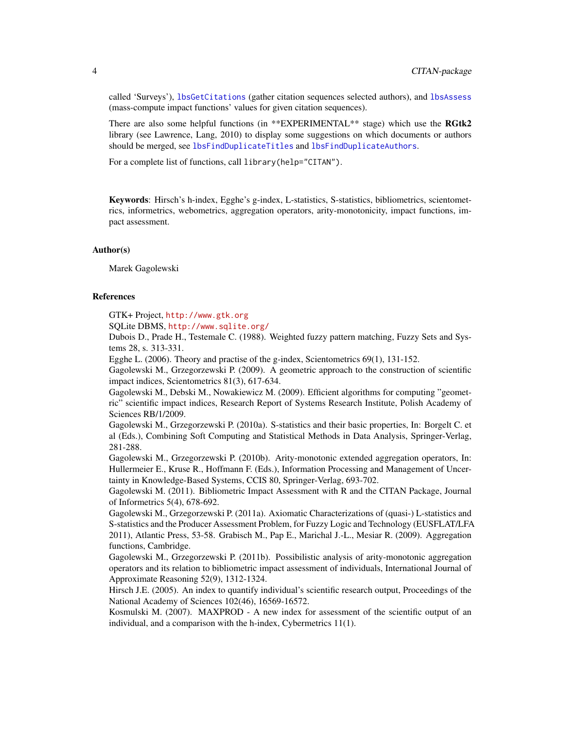called 'Surveys'), `lbsGetCitations` (gather citation sequences selected authors), and `lbsAssess` (mass-compute impact functions' values for given citation sequences).

There are also some helpful functions (in **EXPERIMENTAL** stage) which use the **RGtk2** library (see Lawrence, Lang, 2010) to display some suggestions on which documents or authors should be merged, see `lbsFindDuplicateTitles` and `lbsFindDuplicateAuthors`.

For a complete list of functions, call `library(help="CITAN")`.

**Keywords**: Hirsch's h-index, Egghe's g-index, L-statistics, S-statistics, bibliometrics, scientometrics, informetrics, webometrics, aggregation operators, arity-monotonicity, impact functions, impact assessment.

## Author(s)

Marek Gagolewski

## References

GTK+ Project, http://www.gtk.org
SQLite DBMS, http://www.sqlite.org/
Dubois D., Prade H., Testemale C. (1988). Weighted fuzzy pattern matching, Fuzzy Sets and Systems 28, s. 313-331.
Egghe L. (2006). Theory and practise of the g-index, Scientometrics 69(1), 131-152.
Gagolewski M., Grzegorzewski P. (2009). A geometric approach to the construction of scientific impact indices, Scientometrics 81(3), 617-634.
Gagolewski M., Debski M., Nowakiewicz M. (2009). Efficient algorithms for computing "geometric" scientific impact indices, Research Report of Systems Research Institute, Polish Academy of Sciences RB/1/2009.
Gagolewski M., Grzegorzewski P. (2010a). S-statistics and their basic properties, In: Borgelt C. et al (Eds.), Combining Soft Computing and Statistical Methods in Data Analysis, Springer-Verlag, 281-288.
Gagolewski M., Grzegorzewski P. (2010b). Arity-monotonic extended aggregation operators, In: Hullermeier E., Kruse R., Hoffmann F. (Eds.), Information Processing and Management of Uncertainty in Knowledge-Based Systems, CCIS 80, Springer-Verlag, 693-702.
Gagolewski M. (2011). Bibliometric Impact Assessment with R and the CITAN Package, Journal of Informetrics 5(4), 678-692.
Gagolewski M., Grzegorzewski P. (2011a). Axiomatic Characterizations of (quasi-) L-statistics and S-statistics and the Producer Assessment Problem, for Fuzzy Logic and Technology (EUSFLAT/LFA 2011), Atlantic Press, 53-58. Grabisch M., Pap E., Marichal J.-L., Mesiar R. (2009). Aggregation functions, Cambridge.
Gagolewski M., Grzegorzewski P. (2011b). Possibilistic analysis of arity-monotonic aggregation operators and its relation to bibliometric impact assessment of individuals, International Journal of Approximate Reasoning 52(9), 1312-1324.
Hirsch J.E. (2005). An index to quantify individual's scientific research output, Proceedings of the National Academy of Sciences 102(46), 16569-16572.
Kosmulski M. (2007). MAXPROD - A new index for assessment of the scientific output of an individual, and a comparison with the h-index, Cybermetrics 11(1).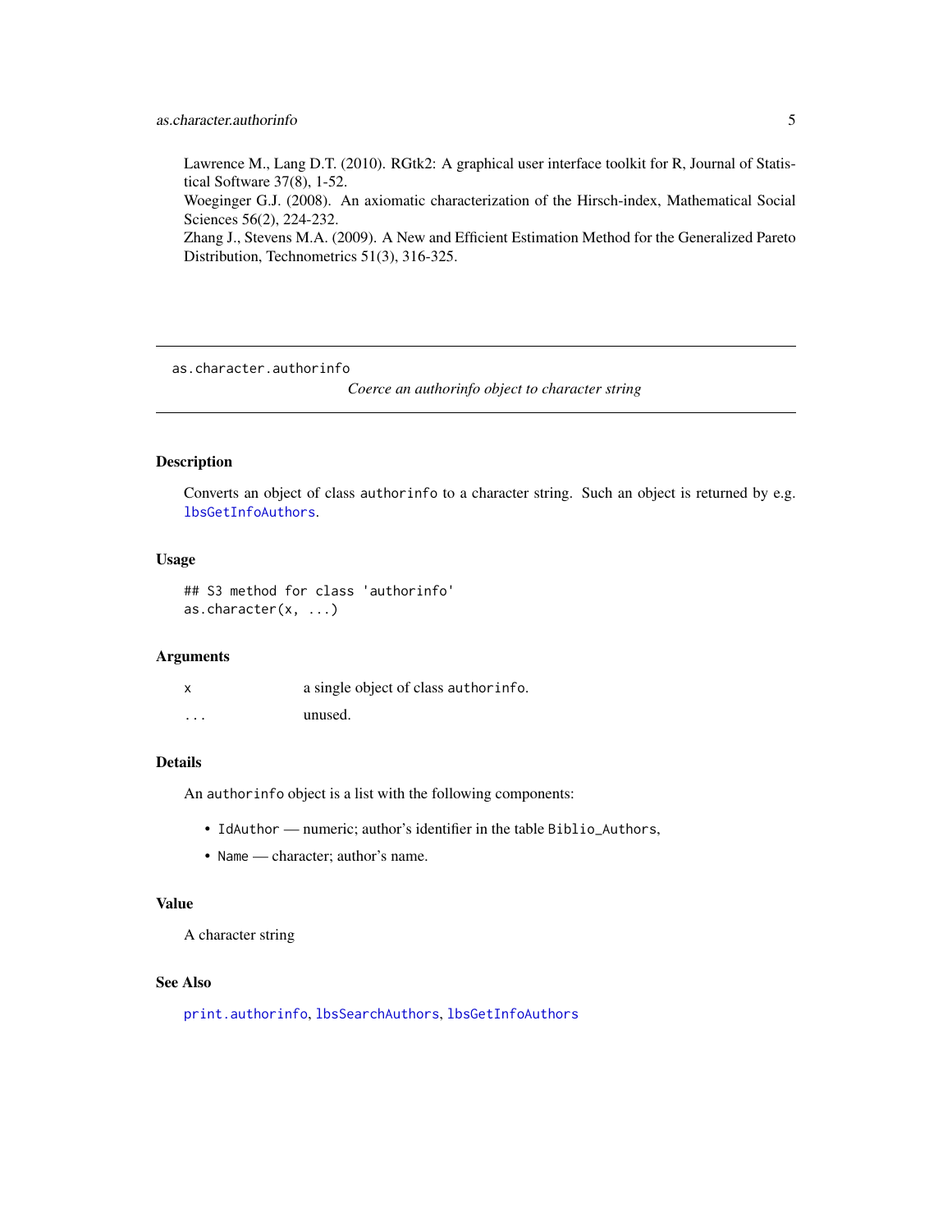Lawrence M., Lang D.T. (2010). RGtk2: A graphical user interface toolkit for R, Journal of Statistical Software 37(8), 1-52.
Woeginger G.J. (2008). An axiomatic characterization of the Hirsch-index, Mathematical Social Sciences 56(2), 224-232.
Zhang J., Stevens M.A. (2009). A New and Efficient Estimation Method for the Generalized Pareto Distribution, Technometrics 51(3), 316-325.

---

`as.character.authorinfo`

*Coerce an authorinfo object to character string*

---

### Description

Converts an object of class `authorinfo` to a character string. Such an object is returned by e.g. `lbsGetInfoAuthors`.

### Usage

```
## S3 method for class 'authorinfo'
as.character(x, ...)
```

### Arguments

| | |
|---|---|
| `x` | a single object of class `authorinfo`. |
| `...` | unused. |

### Details

An `authorinfo` object is a list with the following components:

- `IdAuthor` — numeric; author's identifier in the table `Biblio_Authors`,
- `Name` — character; author's name.

### Value

A character string

### See Also

`print.authorinfo`, `lbsSearchAuthors`, `lbsGetInfoAuthors`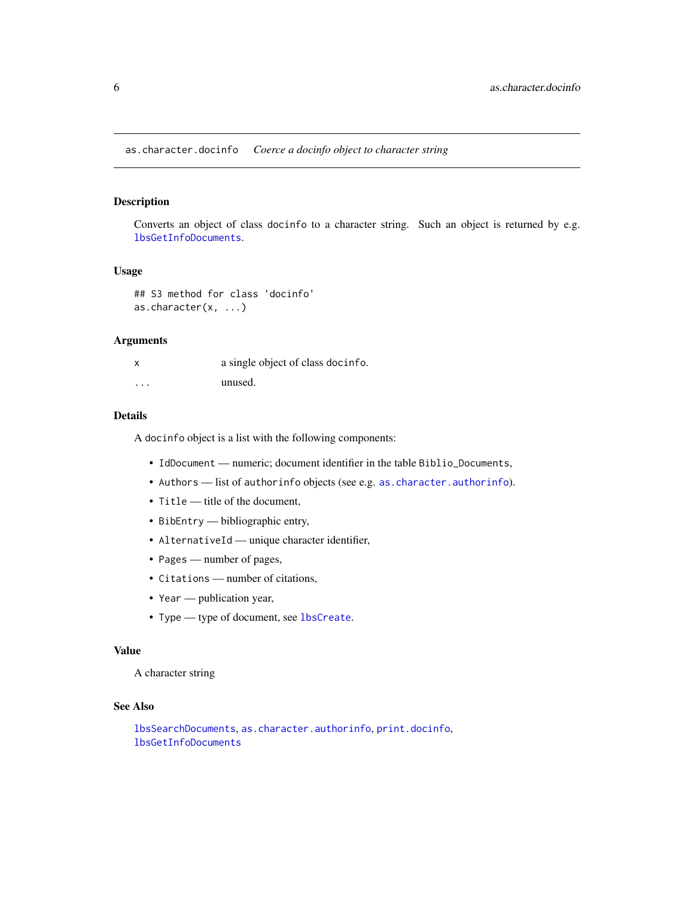`as.character.docinfo` *Coerce a docinfo object to character string*

### Description

Converts an object of class `docinfo` to a character string. Such an object is returned by e.g. `lbsGetInfoDocuments`.

### Usage

```
## S3 method for class 'docinfo'
as.character(x, ...)
```

### Arguments

| | |
|---|---|
| `x` | a single object of class `docinfo`. |
| `...` | unused. |

### Details

A `docinfo` object is a list with the following components:

- `IdDocument` — numeric; document identifier in the table `Biblio_Documents`,
- `Authors` — list of `authorinfo` objects (see e.g. `as.character.authorinfo`).
- `Title` — title of the document,
- `BibEntry` — bibliographic entry,
- `AlternativeId` — unique character identifier,
- `Pages` — number of pages,
- `Citations` — number of citations,
- `Year` — publication year,
- `Type` — type of document, see `lbsCreate`.

### Value

A character string

### See Also

`lbsSearchDocuments`, `as.character.authorinfo`, `print.docinfo`, `lbsGetInfoDocuments`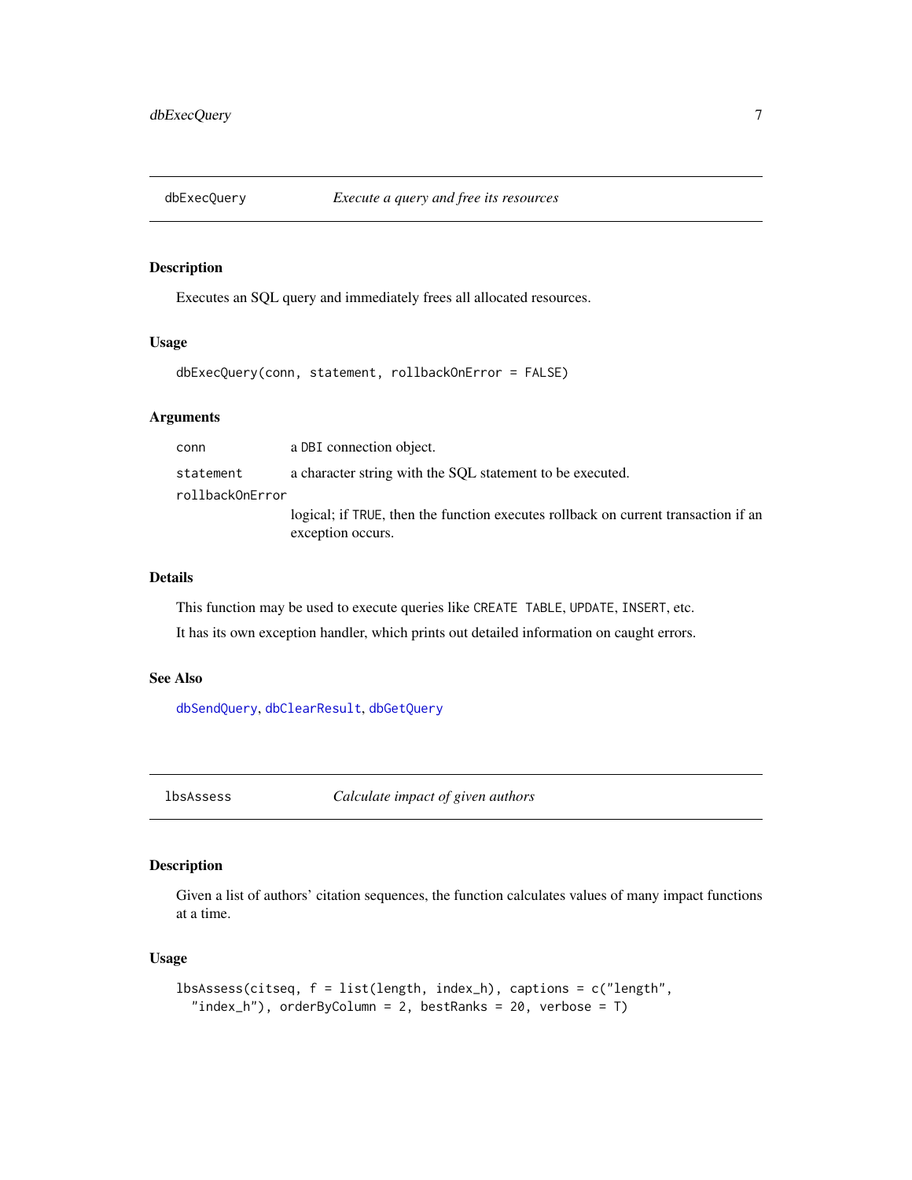## dbExecQuery — *Execute a query and free its resources*

### Description

Executes an SQL query and immediately frees all allocated resources.

### Usage

```
dbExecQuery(conn, statement, rollbackOnError = FALSE)
```

### Arguments

| | |
|---|---|
| `conn` | a `DBI` connection object. |
| `statement` | a character string with the SQL statement to be executed. |
| `rollbackOnError` | logical; if `TRUE`, then the function executes rollback on current transaction if an exception occurs. |

### Details

This function may be used to execute queries like `CREATE TABLE`, `UPDATE`, `INSERT`, etc.

It has its own exception handler, which prints out detailed information on caught errors.

### See Also

`dbSendQuery`, `dbClearResult`, `dbGetQuery`

## lbsAssess — *Calculate impact of given authors*

### Description

Given a list of authors' citation sequences, the function calculates values of many impact functions at a time.

### Usage

```
lbsAssess(citseq, f = list(length, index_h), captions = c("length",
  "index_h"), orderByColumn = 2, bestRanks = 20, verbose = T)
```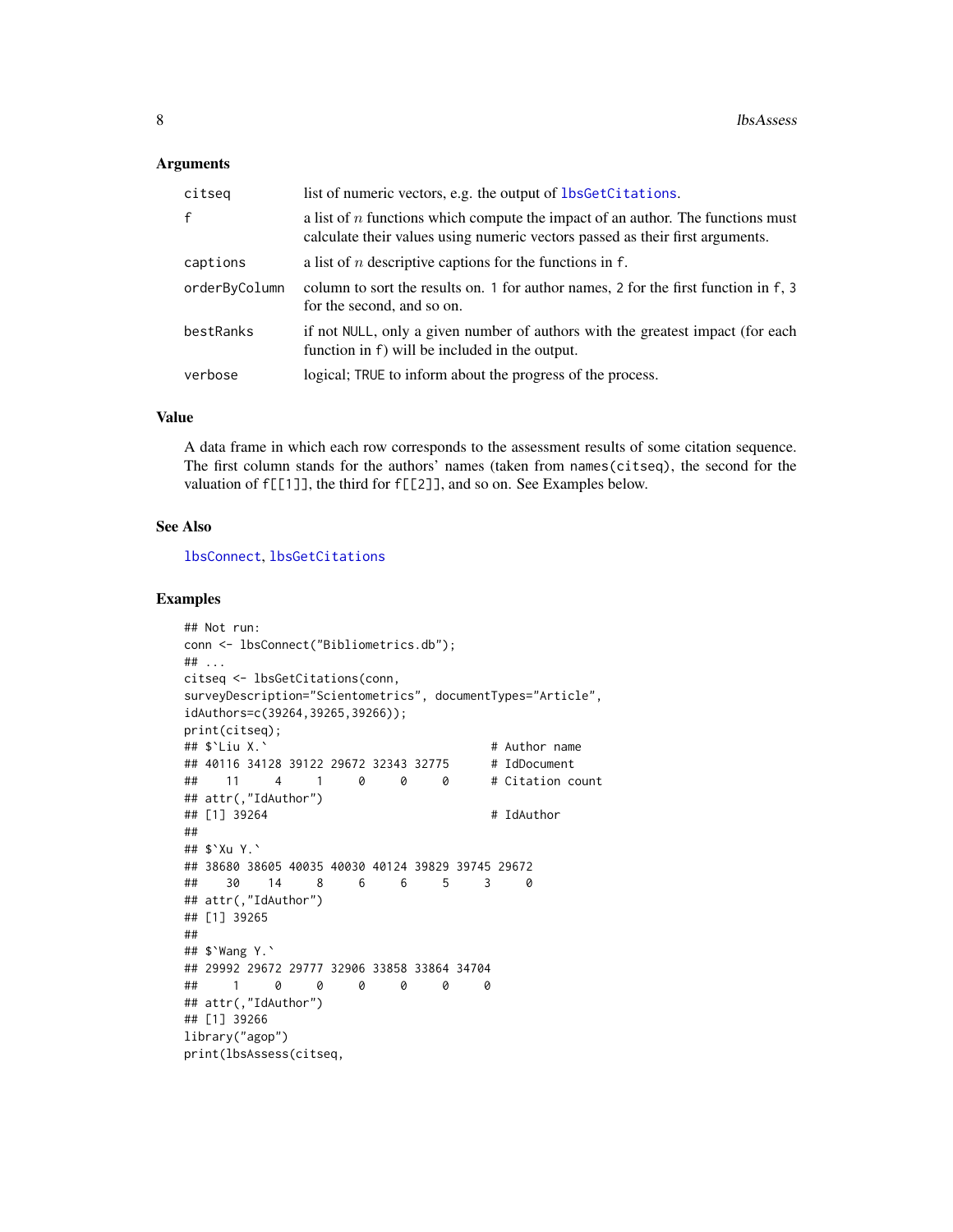### Arguments

| | |
|---|---|
| `citseq` | list of numeric vectors, e.g. the output of `lbsGetCitations`. |
| `f` | a list of $n$ functions which compute the impact of an author. The functions must calculate their values using numeric vectors passed as their first arguments. |
| `captions` | a list of $n$ descriptive captions for the functions in `f`. |
| `orderByColumn` | column to sort the results on. 1 for author names, 2 for the first function in `f`, 3 for the second, and so on. |
| `bestRanks` | if not `NULL`, only a given number of authors with the greatest impact (for each function in `f`) will be included in the output. |
| `verbose` | logical; `TRUE` to inform about the progress of the process. |

### Value

A data frame in which each row corresponds to the assessment results of some citation sequence. The first column stands for the authors' names (taken from `names(citseq)`, the second for the valuation of `f[[1]]`, the third for `f[[2]]`, and so on. See Examples below.

### See Also

`lbsConnect`, `lbsGetCitations`

### Examples

```
## Not run:
conn <- lbsConnect("Bibliometrics.db");
## ...
citseq <- lbsGetCitations(conn,
surveyDescription="Scientometrics", documentTypes="Article",
idAuthors=c(39264,39265,39266));
print(citseq);
## $`Liu X.`                                   # Author name
## 40116 34128 39122 29672 32343 32775      # IdDocument
##    11     4     1     0     0     0      # Citation count
## attr(,"IdAuthor")
## [1] 39264                                 # IdAuthor
##
## $`Xu Y.`
## 38680 38605 40035 40030 40124 39829 39745 29672
##    30    14     8     6     6     5     3     0
## attr(,"IdAuthor")
## [1] 39265
##
## $`Wang Y.`
## 29992 29672 29777 32906 33858 33864 34704
##     1     0     0     0     0     0     0
## attr(,"IdAuthor")
## [1] 39266
library("agop")
print(lbsAssess(citseq,
```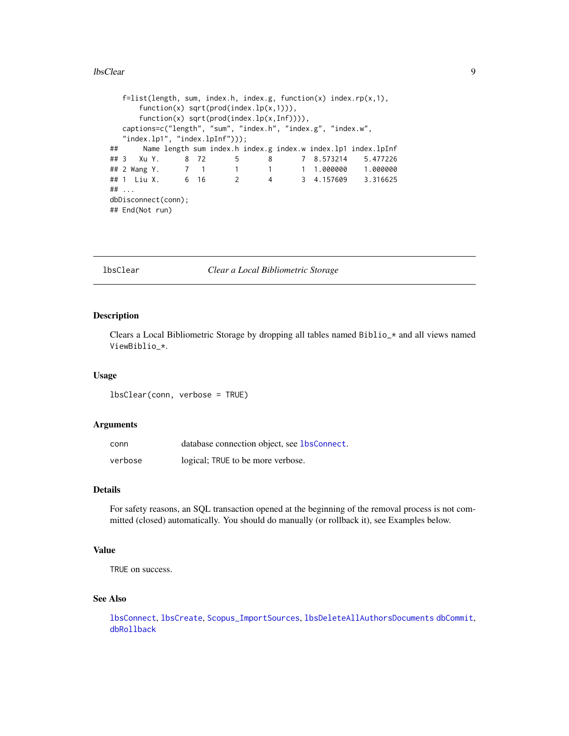```
   f=list(length, sum, index.h, index.g, function(x) index.rp(x,1),
       function(x) sqrt(prod(index.lp(x,1))),
       function(x) sqrt(prod(index.lp(x,Inf)))),
   captions=c("length", "sum", "index.h", "index.g", "index.w",
   "index.lp1", "index.lpInf")));
##      Name length sum index.h index.g index.w index.lp1 index.lpInf
## 3   Xu Y.      8  72       5       8       7  8.573214    5.477226
## 2 Wang Y.      7   1       1       1       1  1.000000    1.000000
## 1  Liu X.      6  16       2       4       3  4.157609    3.316625
## ...
dbDisconnect(conn);
## End(Not run)
```

---

## lbsClear — *Clear a Local Bibliometric Storage*

---

### Description

Clears a Local Bibliometric Storage by dropping all tables named `Biblio_*` and all views named `ViewBiblio_*`.

### Usage

```
lbsClear(conn, verbose = TRUE)
```

### Arguments

| | |
|---|---|
| conn | database connection object, see lbsConnect. |
| verbose | logical; TRUE to be more verbose. |

### Details

For safety reasons, an SQL transaction opened at the beginning of the removal process is not committed (closed) automatically. You should do manually (or rollback it), see Examples below.

### Value

TRUE on success.

### See Also

lbsConnect, lbsCreate, Scopus_ImportSources, lbsDeleteAllAuthorsDocuments dbCommit, dbRollback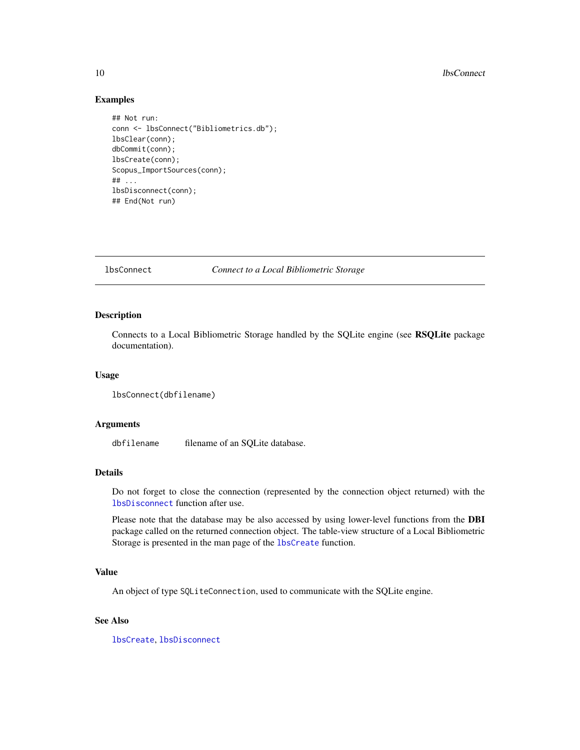### Examples

```
## Not run:
conn <- lbsConnect("Bibliometrics.db");
lbsClear(conn);
dbCommit(conn);
lbsCreate(conn);
Scopus_ImportSources(conn);
## ...
lbsDisconnect(conn);
## End(Not run)
```

## lbsConnect — *Connect to a Local Bibliometric Storage*

### Description

Connects to a Local Bibliometric Storage handled by the SQLite engine (see **RSQLite** package documentation).

### Usage

```
lbsConnect(dbfilename)
```

### Arguments

| | |
|---|---|
| `dbfilename` | filename of an SQLite database. |

### Details

Do not forget to close the connection (represented by the connection object returned) with the `lbsDisconnect` function after use.

Please note that the database may be also accessed by using lower-level functions from the **DBI** package called on the returned connection object. The table-view structure of a Local Bibliometric Storage is presented in the man page of the `lbsCreate` function.

### Value

An object of type `SQLiteConnection`, used to communicate with the SQLite engine.

### See Also

`lbsCreate`, `lbsDisconnect`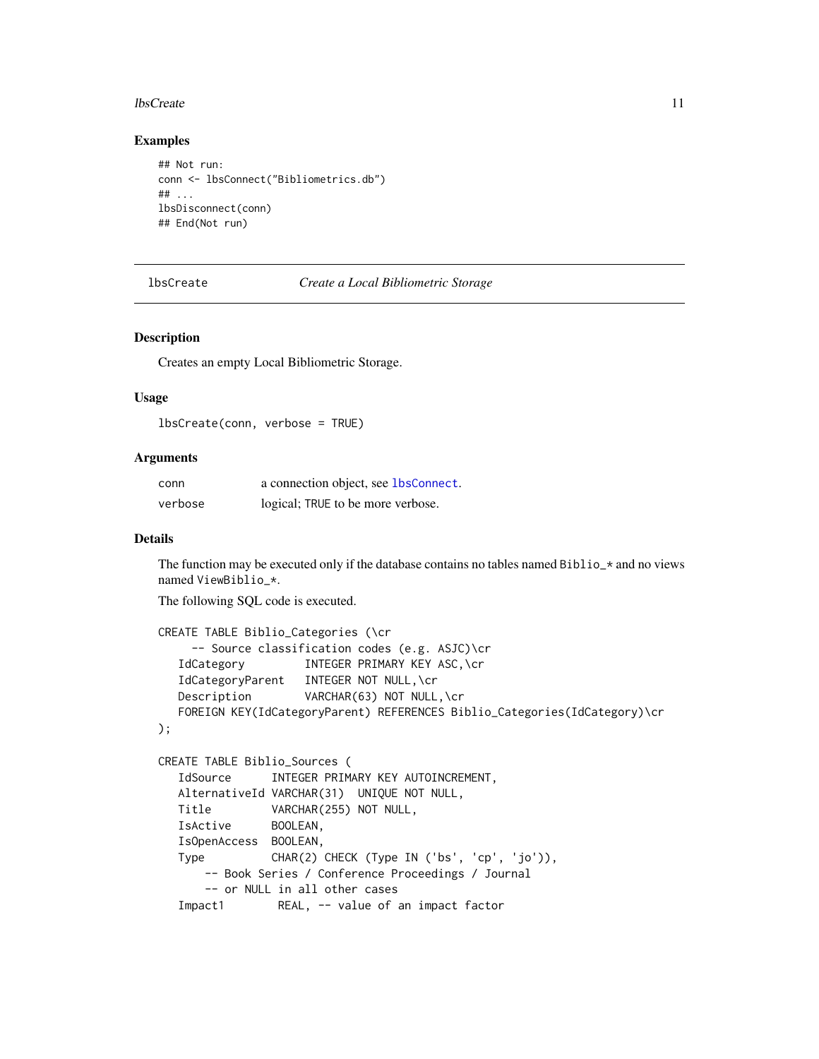## Examples

```
## Not run:
conn <- lbsConnect("Bibliometrics.db")
## ...
lbsDisconnect(conn)
## End(Not run)
```

---

lbsCreate *Create a Local Bibliometric Storage*

---

### Description

Creates an empty Local Bibliometric Storage.

### Usage

```
lbsCreate(conn, verbose = TRUE)
```

### Arguments

| | |
|---|---|
| conn | a connection object, see lbsConnect. |
| verbose | logical; TRUE to be more verbose. |

### Details

The function may be executed only if the database contains no tables named Biblio_* and no views named ViewBiblio_*.

The following SQL code is executed.

```
CREATE TABLE Biblio_Categories (\cr
     -- Source classification codes (e.g. ASJC)\cr
   IdCategory         INTEGER PRIMARY KEY ASC,\cr
   IdCategoryParent   INTEGER NOT NULL,\cr
   Description        VARCHAR(63) NOT NULL,\cr
   FOREIGN KEY(IdCategoryParent) REFERENCES Biblio_Categories(IdCategory)\cr
);

CREATE TABLE Biblio_Sources (
   IdSource      INTEGER PRIMARY KEY AUTOINCREMENT,
   AlternativeId VARCHAR(31)  UNIQUE NOT NULL,
   Title         VARCHAR(255) NOT NULL,
   IsActive      BOOLEAN,
   IsOpenAccess  BOOLEAN,
   Type          CHAR(2) CHECK (Type IN ('bs', 'cp', 'jo')),
       -- Book Series / Conference Proceedings / Journal
       -- or NULL in all other cases
   Impact1        REAL, -- value of an impact factor
```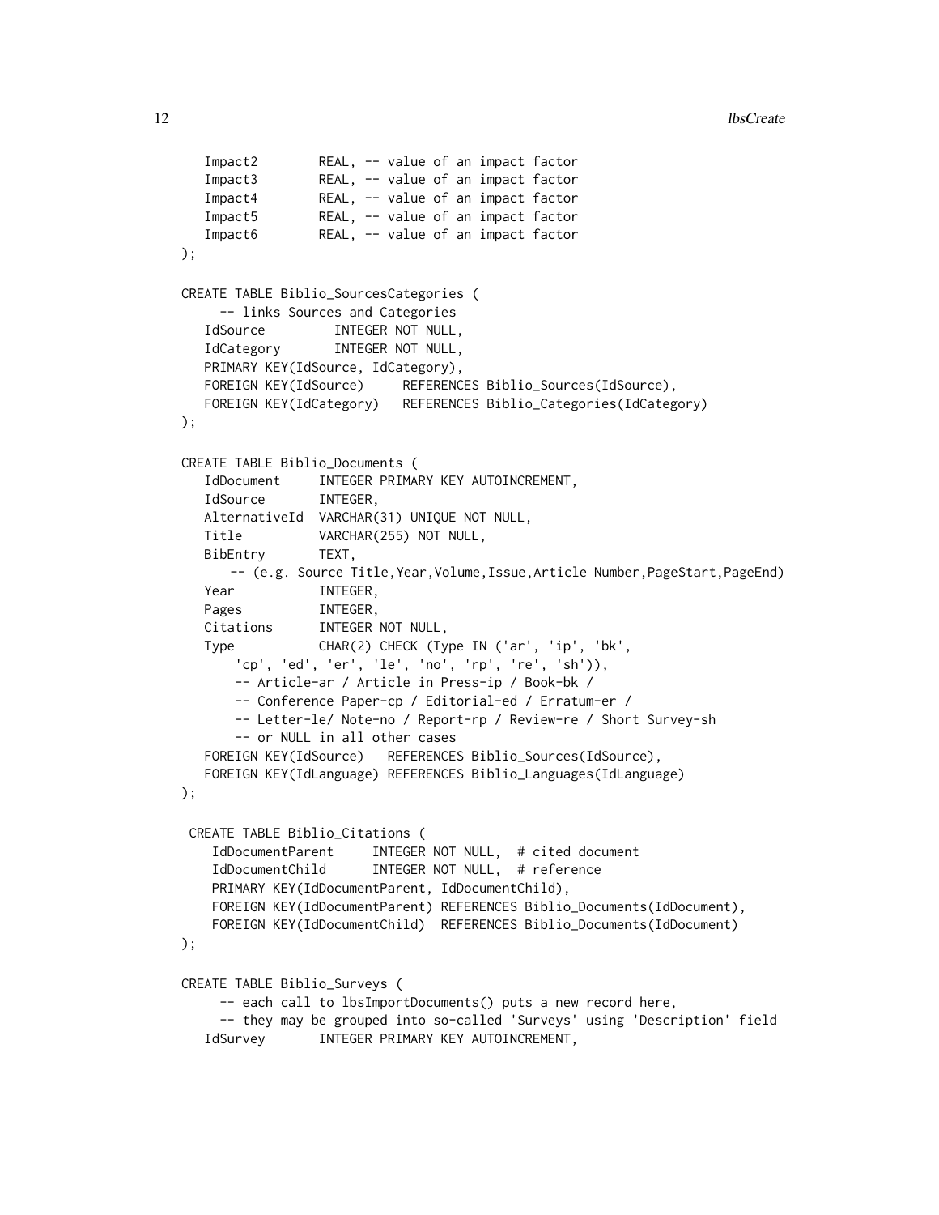```
   Impact2        REAL, -- value of an impact factor
   Impact3        REAL, -- value of an impact factor
   Impact4        REAL, -- value of an impact factor
   Impact5        REAL, -- value of an impact factor
   Impact6        REAL, -- value of an impact factor
);

CREATE TABLE Biblio_SourcesCategories (
     -- links Sources and Categories
   IdSource         INTEGER NOT NULL,
   IdCategory       INTEGER NOT NULL,
   PRIMARY KEY(IdSource, IdCategory),
   FOREIGN KEY(IdSource)     REFERENCES Biblio_Sources(IdSource),
   FOREIGN KEY(IdCategory)   REFERENCES Biblio_Categories(IdCategory)
);

CREATE TABLE Biblio_Documents (
   IdDocument     INTEGER PRIMARY KEY AUTOINCREMENT,
   IdSource       INTEGER,
   AlternativeId  VARCHAR(31) UNIQUE NOT NULL,
   Title          VARCHAR(255) NOT NULL,
   BibEntry       TEXT,
      -- (e.g. Source Title,Year,Volume,Issue,Article Number,PageStart,PageEnd)
   Year           INTEGER,
   Pages          INTEGER,
   Citations      INTEGER NOT NULL,
   Type           CHAR(2) CHECK (Type IN ('ar', 'ip', 'bk',
       'cp', 'ed', 'er', 'le', 'no', 'rp', 're', 'sh')),
       -- Article-ar / Article in Press-ip / Book-bk /
       -- Conference Paper-cp / Editorial-ed / Erratum-er /
       -- Letter-le/ Note-no / Report-rp / Review-re / Short Survey-sh
       -- or NULL in all other cases
   FOREIGN KEY(IdSource)   REFERENCES Biblio_Sources(IdSource),
   FOREIGN KEY(IdLanguage) REFERENCES Biblio_Languages(IdLanguage)
);

 CREATE TABLE Biblio_Citations (
    IdDocumentParent     INTEGER NOT NULL,  # cited document
    IdDocumentChild      INTEGER NOT NULL,  # reference
    PRIMARY KEY(IdDocumentParent, IdDocumentChild),
    FOREIGN KEY(IdDocumentParent) REFERENCES Biblio_Documents(IdDocument),
    FOREIGN KEY(IdDocumentChild)  REFERENCES Biblio_Documents(IdDocument)
);

CREATE TABLE Biblio_Surveys (
     -- each call to lbsImportDocuments() puts a new record here,
     -- they may be grouped into so-called 'Surveys' using 'Description' field
   IdSurvey       INTEGER PRIMARY KEY AUTOINCREMENT,
```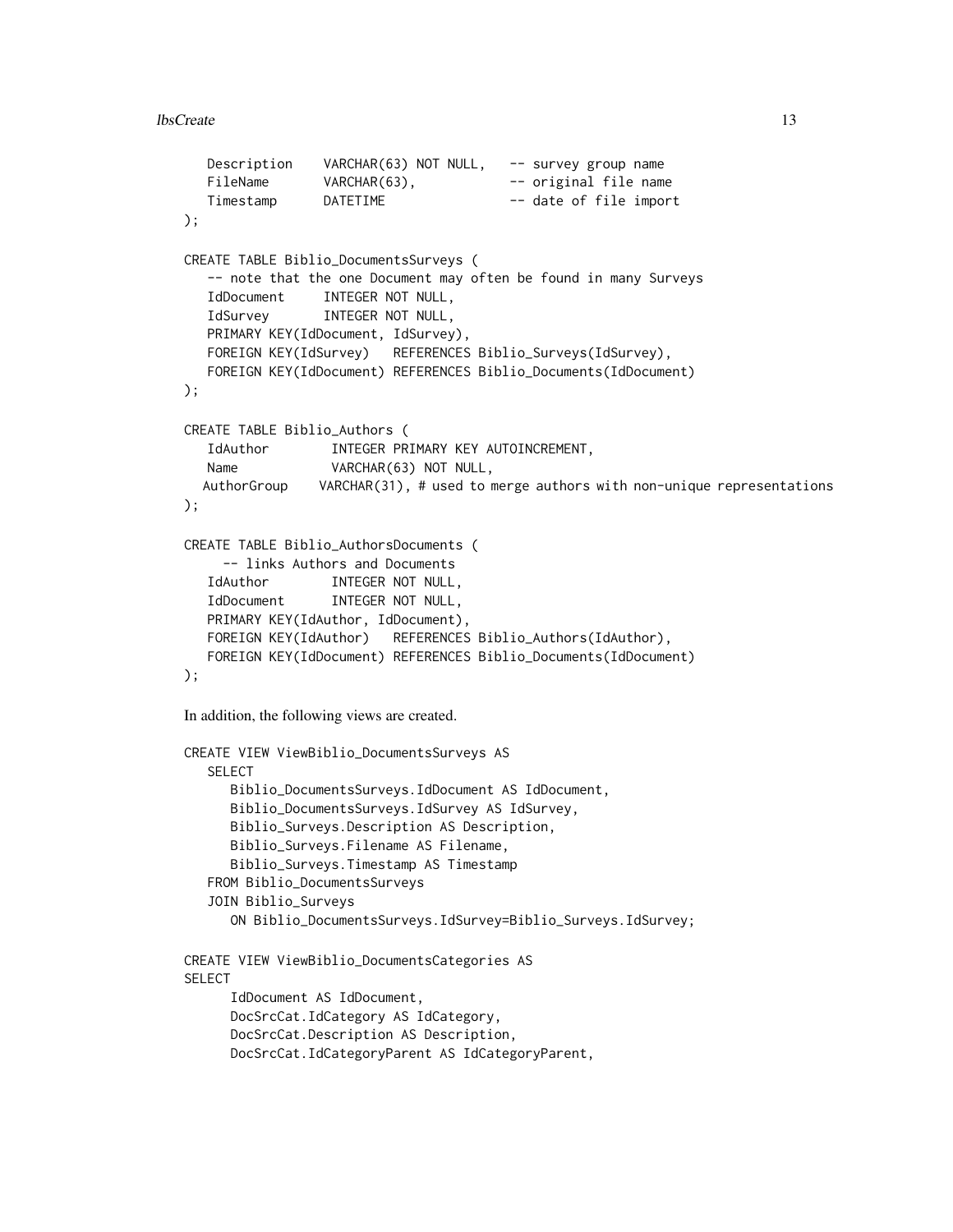```
   Description    VARCHAR(63) NOT NULL,   -- survey group name
   FileName       VARCHAR(63),            -- original file name
   Timestamp      DATETIME                -- date of file import
);

CREATE TABLE Biblio_DocumentsSurveys (
   -- note that the one Document may often be found in many Surveys
   IdDocument     INTEGER NOT NULL,
   IdSurvey       INTEGER NOT NULL,
   PRIMARY KEY(IdDocument, IdSurvey),
   FOREIGN KEY(IdSurvey)   REFERENCES Biblio_Surveys(IdSurvey),
   FOREIGN KEY(IdDocument) REFERENCES Biblio_Documents(IdDocument)
);

CREATE TABLE Biblio_Authors (
   IdAuthor        INTEGER PRIMARY KEY AUTOINCREMENT,
   Name            VARCHAR(63) NOT NULL,
  AuthorGroup    VARCHAR(31), # used to merge authors with non-unique representations
);

CREATE TABLE Biblio_AuthorsDocuments (
     -- links Authors and Documents
   IdAuthor        INTEGER NOT NULL,
   IdDocument      INTEGER NOT NULL,
   PRIMARY KEY(IdAuthor, IdDocument),
   FOREIGN KEY(IdAuthor)   REFERENCES Biblio_Authors(IdAuthor),
   FOREIGN KEY(IdDocument) REFERENCES Biblio_Documents(IdDocument)
);
```

In addition, the following views are created.

```
CREATE VIEW ViewBiblio_DocumentsSurveys AS
   SELECT
      Biblio_DocumentsSurveys.IdDocument AS IdDocument,
      Biblio_DocumentsSurveys.IdSurvey AS IdSurvey,
      Biblio_Surveys.Description AS Description,
      Biblio_Surveys.Filename AS Filename,
      Biblio_Surveys.Timestamp AS Timestamp
   FROM Biblio_DocumentsSurveys
   JOIN Biblio_Surveys
      ON Biblio_DocumentsSurveys.IdSurvey=Biblio_Surveys.IdSurvey;

CREATE VIEW ViewBiblio_DocumentsCategories AS
SELECT
      IdDocument AS IdDocument,
      DocSrcCat.IdCategory AS IdCategory,
      DocSrcCat.Description AS Description,
      DocSrcCat.IdCategoryParent AS IdCategoryParent,
```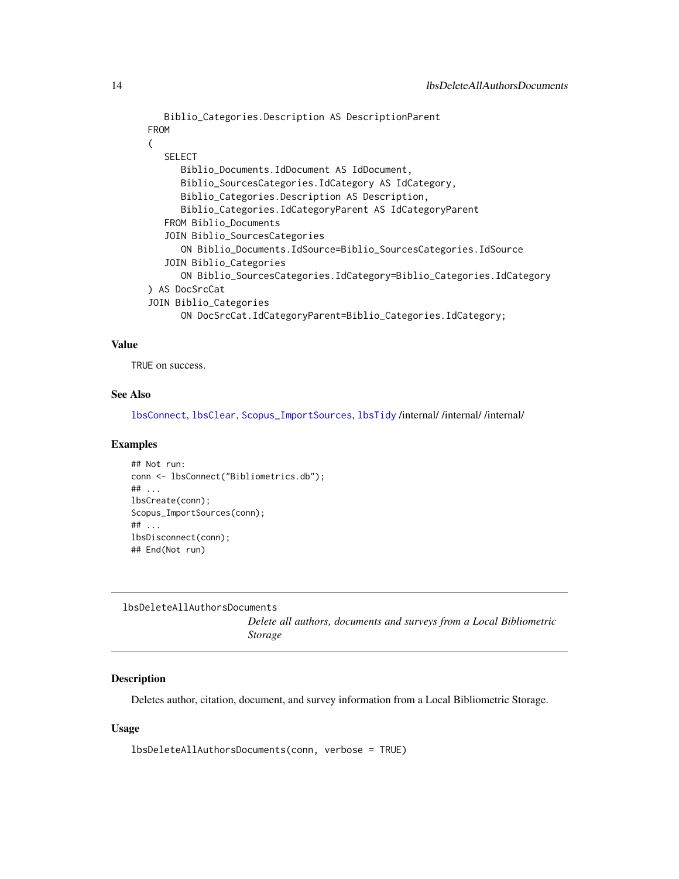```
      Biblio_Categories.Description AS DescriptionParent
   FROM
   (
      SELECT
         Biblio_Documents.IdDocument AS IdDocument,
         Biblio_SourcesCategories.IdCategory AS IdCategory,
         Biblio_Categories.Description AS Description,
         Biblio_Categories.IdCategoryParent AS IdCategoryParent
      FROM Biblio_Documents
      JOIN Biblio_SourcesCategories
         ON Biblio_Documents.IdSource=Biblio_SourcesCategories.IdSource
      JOIN Biblio_Categories
         ON Biblio_SourcesCategories.IdCategory=Biblio_Categories.IdCategory
   ) AS DocSrcCat
   JOIN Biblio_Categories
         ON DocSrcCat.IdCategoryParent=Biblio_Categories.IdCategory;
```

### Value

TRUE on success.

### See Also

lbsConnect, lbsClear, Scopus_ImportSources, lbsTidy /internal/ /internal/ /internal/

### Examples

```
## Not run:
conn <- lbsConnect("Bibliometrics.db");
## ...
lbsCreate(conn);
Scopus_ImportSources(conn);
## ...
lbsDisconnect(conn);
## End(Not run)
```

---

## lbsDeleteAllAuthorsDocuments

*Delete all authors, documents and surveys from a Local Bibliometric Storage*

---

### Description

Deletes author, citation, document, and survey information from a Local Bibliometric Storage.

### Usage

```
lbsDeleteAllAuthorsDocuments(conn, verbose = TRUE)
```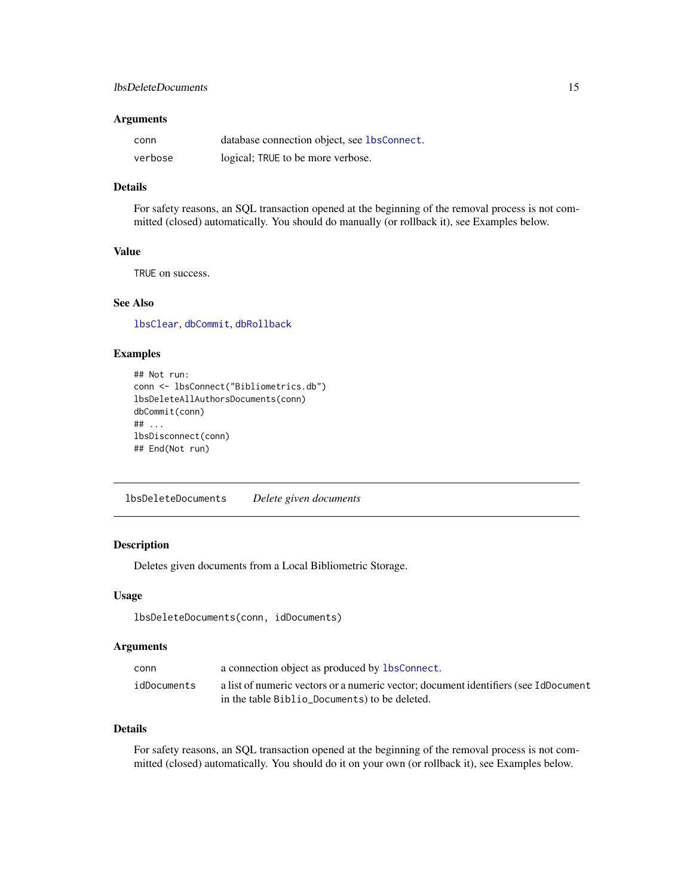### Arguments

| | |
|---|---|
| conn | database connection object, see lbsConnect. |
| verbose | logical; TRUE to be more verbose. |

### Details

For safety reasons, an SQL transaction opened at the beginning of the removal process is not committed (closed) automatically. You should do manually (or rollback it), see Examples below.

### Value

TRUE on success.

### See Also

lbsClear, dbCommit, dbRollback

### Examples

```
## Not run:
conn <- lbsConnect("Bibliometrics.db")
lbsDeleteAllAuthorsDocuments(conn)
dbCommit(conn)
## ...
lbsDisconnect(conn)
## End(Not run)
```

---

## lbsDeleteDocuments *Delete given documents*

### Description

Deletes given documents from a Local Bibliometric Storage.

### Usage

```
lbsDeleteDocuments(conn, idDocuments)
```

### Arguments

| | |
|---|---|
| conn | a connection object as produced by lbsConnect. |
| idDocuments | a list of numeric vectors or a numeric vector; document identifiers (see IdDocument in the table Biblio_Documents) to be deleted. |

### Details

For safety reasons, an SQL transaction opened at the beginning of the removal process is not committed (closed) automatically. You should do it on your own (or rollback it), see Examples below.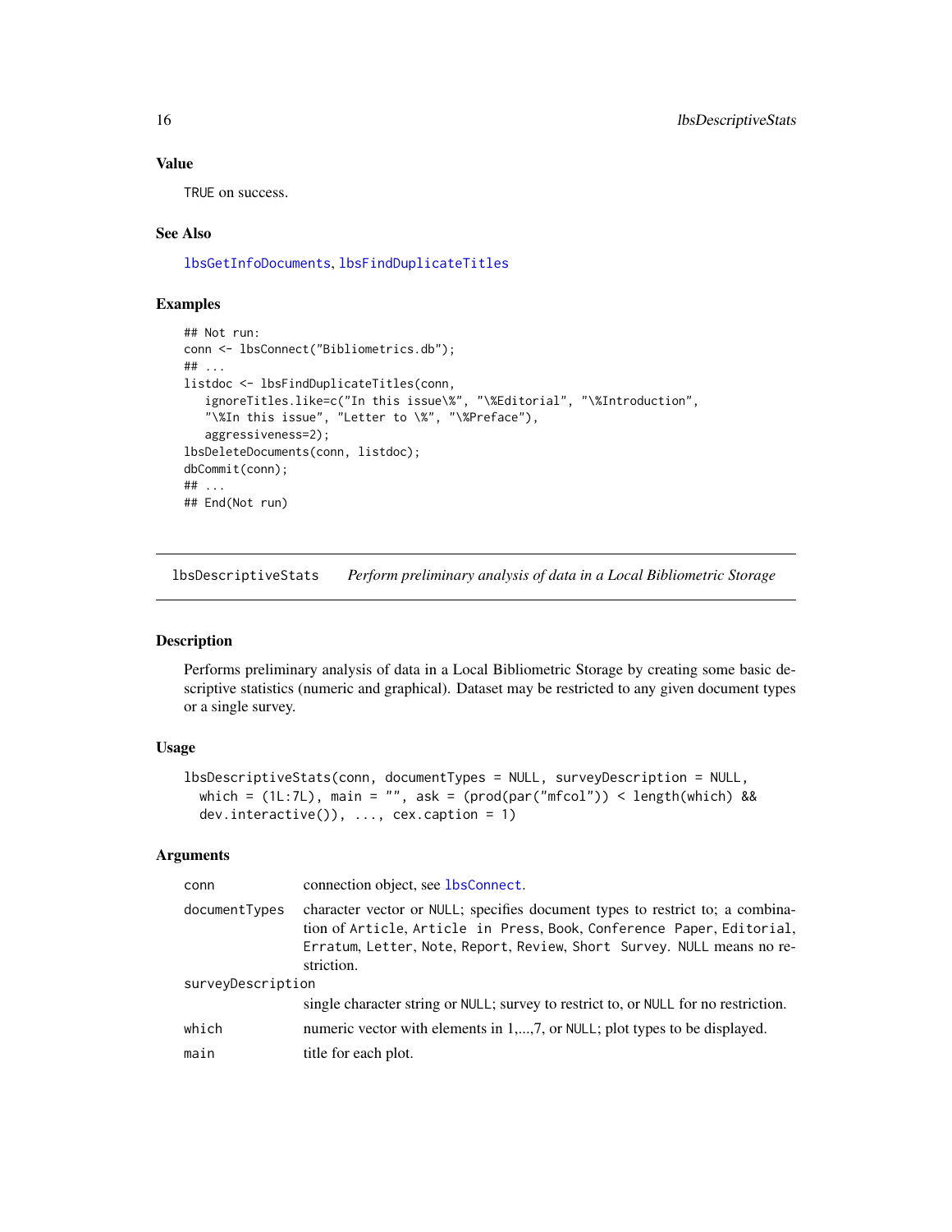### Value

TRUE on success.

### See Also

lbsGetInfoDocuments, lbsFindDuplicateTitles

### Examples

```
## Not run:
conn <- lbsConnect("Bibliometrics.db");
## ...
listdoc <- lbsFindDuplicateTitles(conn,
   ignoreTitles.like=c("In this issue\%", "\%Editorial", "\%Introduction",
   "\%In this issue", "Letter to \%", "\%Preface"),
   aggressiveness=2);
lbsDeleteDocuments(conn, listdoc);
dbCommit(conn);
## ...
## End(Not run)
```

## lbsDescriptiveStats — *Perform preliminary analysis of data in a Local Bibliometric Storage*

### Description

Performs preliminary analysis of data in a Local Bibliometric Storage by creating some basic descriptive statistics (numeric and graphical). Dataset may be restricted to any given document types or a single survey.

### Usage

```
lbsDescriptiveStats(conn, documentTypes = NULL, surveyDescription = NULL,
  which = (1L:7L), main = "", ask = (prod(par("mfcol")) < length(which) &&
  dev.interactive()), ..., cex.caption = 1)
```

### Arguments

| | |
|---|---|
| conn | connection object, see lbsConnect. |
| documentTypes | character vector or NULL; specifies document types to restrict to; a combination of Article, Article in Press, Book, Conference Paper, Editorial, Erratum, Letter, Note, Report, Review, Short Survey. NULL means no restriction. |
| surveyDescription | single character string or NULL; survey to restrict to, or NULL for no restriction. |
| which | numeric vector with elements in 1,...,7, or NULL; plot types to be displayed. |
| main | title for each plot. |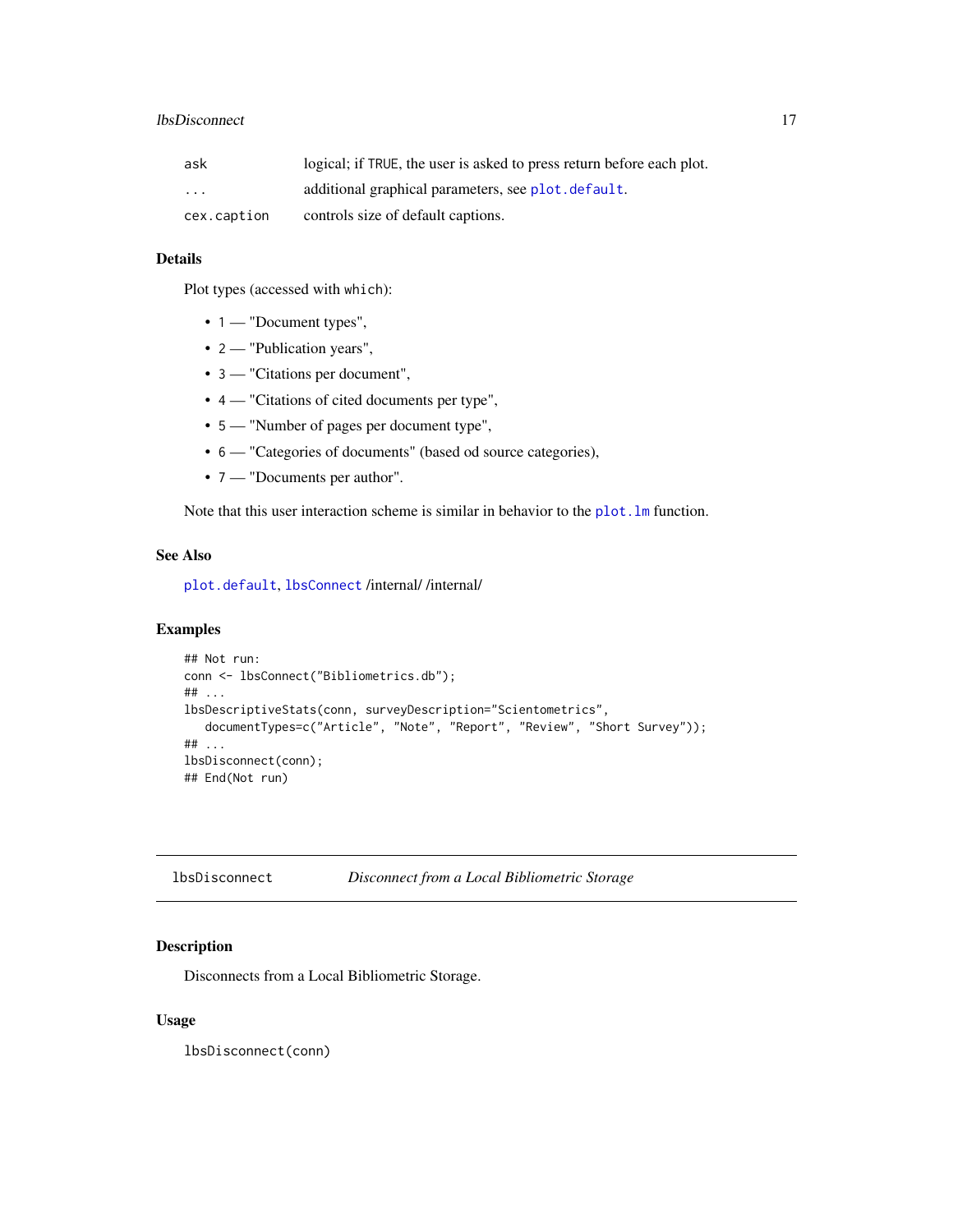| | |
|---|---|
| ask | logical; if TRUE, the user is asked to press return before each plot. |
| ... | additional graphical parameters, see plot.default. |
| cex.caption | controls size of default captions. |

### Details

Plot types (accessed with which):

- 1 — "Document types",
- 2 — "Publication years",
- 3 — "Citations per document",
- 4 — "Citations of cited documents per type",
- 5 — "Number of pages per document type",
- 6 — "Categories of documents" (based od source categories),
- 7 — "Documents per author".

Note that this user interaction scheme is similar in behavior to the plot.lm function.

### See Also

plot.default, lbsConnect /internal/ /internal/

### Examples

```
## Not run:
conn <- lbsConnect("Bibliometrics.db");
## ...
lbsDescriptiveStats(conn, surveyDescription="Scientometrics",
   documentTypes=c("Article", "Note", "Report", "Review", "Short Survey"));
## ...
lbsDisconnect(conn);
## End(Not run)
```

---

## lbsDisconnect — *Disconnect from a Local Bibliometric Storage*

---

### Description

Disconnects from a Local Bibliometric Storage.

### Usage

```
lbsDisconnect(conn)
```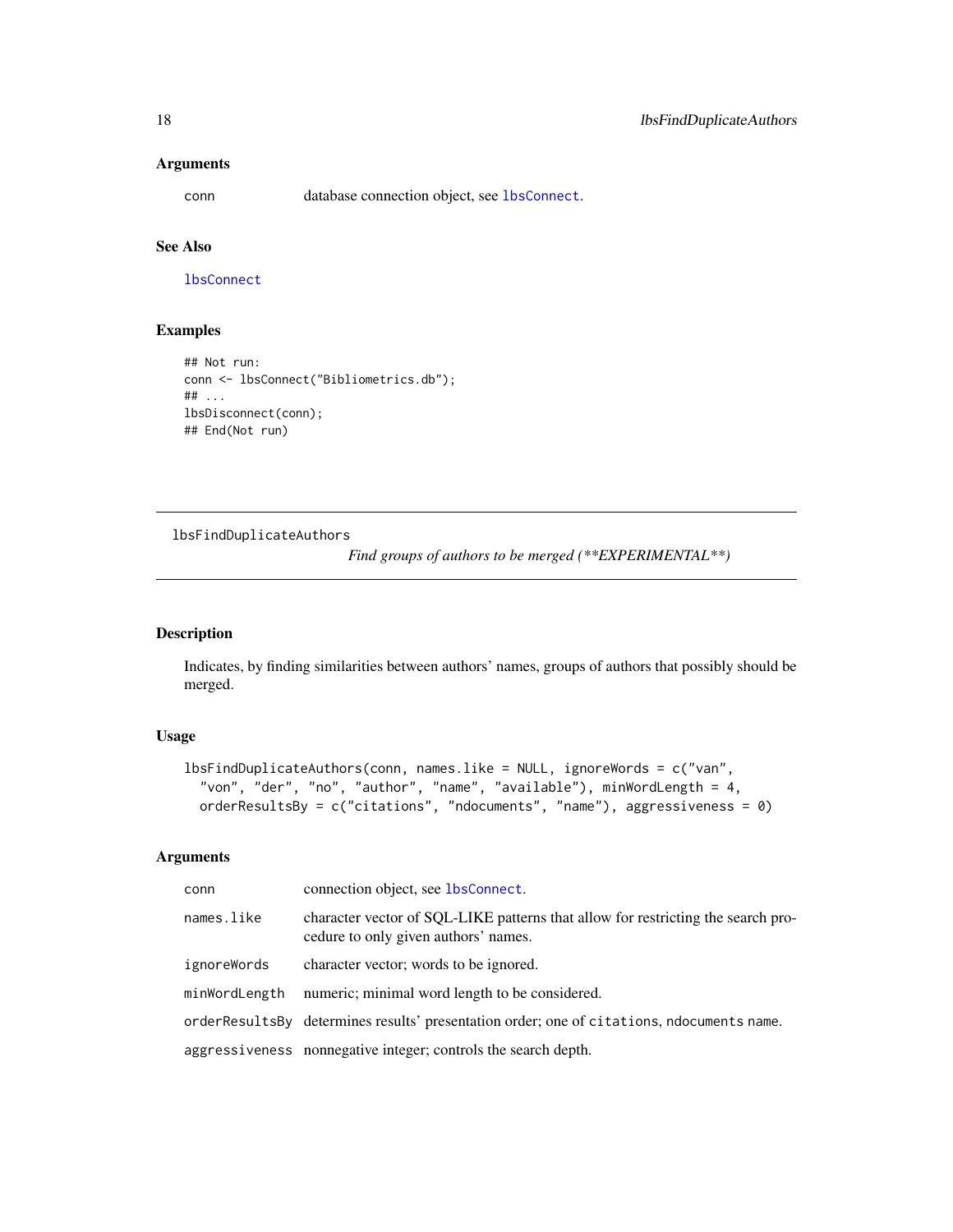### Arguments

| | |
|---|---|
| conn | database connection object, see `lbsConnect`. |

### See Also

`lbsConnect`

### Examples

```
## Not run:
conn <- lbsConnect("Bibliometrics.db");
## ...
lbsDisconnect(conn);
## End(Not run)
```

---

## lbsFindDuplicateAuthors

*Find groups of authors to be merged (**EXPERIMENTAL**)*

---

### Description

Indicates, by finding similarities between authors' names, groups of authors that possibly should be merged.

### Usage

```
lbsFindDuplicateAuthors(conn, names.like = NULL, ignoreWords = c("van",
  "von", "der", "no", "author", "name", "available"), minWordLength = 4,
  orderResultsBy = c("citations", "ndocuments", "name"), aggressiveness = 0)
```

### Arguments

| | |
|---|---|
| conn | connection object, see `lbsConnect`. |
| names.like | character vector of SQL-LIKE patterns that allow for restricting the search procedure to only given authors' names. |
| ignoreWords | character vector; words to be ignored. |
| minWordLength | numeric; minimal word length to be considered. |
| orderResultsBy | determines results' presentation order; one of `citations`, `ndocuments` `name`. |
| aggressiveness | nonnegative integer; controls the search depth. |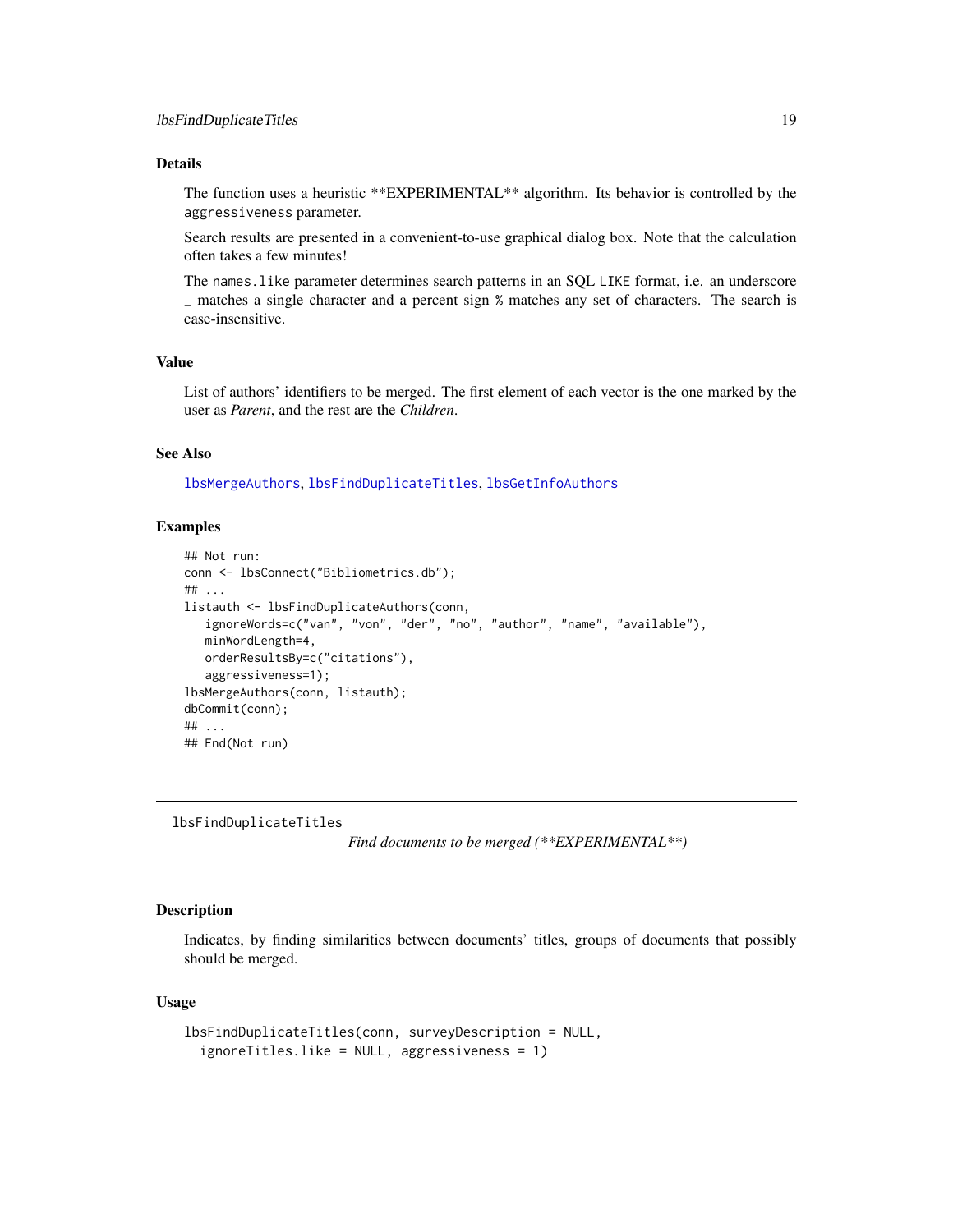### Details

The function uses a heuristic **EXPERIMENTAL** algorithm. Its behavior is controlled by the `aggressiveness` parameter.

Search results are presented in a convenient-to-use graphical dialog box. Note that the calculation often takes a few minutes!

The `names.like` parameter determines search patterns in an SQL `LIKE` format, i.e. an underscore `_` matches a single character and a percent sign `%` matches any set of characters. The search is case-insensitive.

### Value

List of authors' identifiers to be merged. The first element of each vector is the one marked by the user as *Parent*, and the rest are the *Children*.

### See Also

`lbsMergeAuthors`, `lbsFindDuplicateTitles`, `lbsGetInfoAuthors`

### Examples

```
## Not run:
conn <- lbsConnect("Bibliometrics.db");
## ...
listauth <- lbsFindDuplicateAuthors(conn,
   ignoreWords=c("van", "von", "der", "no", "author", "name", "available"),
   minWordLength=4,
   orderResultsBy=c("citations"),
   aggressiveness=1);
lbsMergeAuthors(conn, listauth);
dbCommit(conn);
## ...
## End(Not run)
```

---

## lbsFindDuplicateTitles

*Find documents to be merged (**EXPERIMENTAL**)*

---

### Description

Indicates, by finding similarities between documents' titles, groups of documents that possibly should be merged.

### Usage

```
lbsFindDuplicateTitles(conn, surveyDescription = NULL,
  ignoreTitles.like = NULL, aggressiveness = 1)
```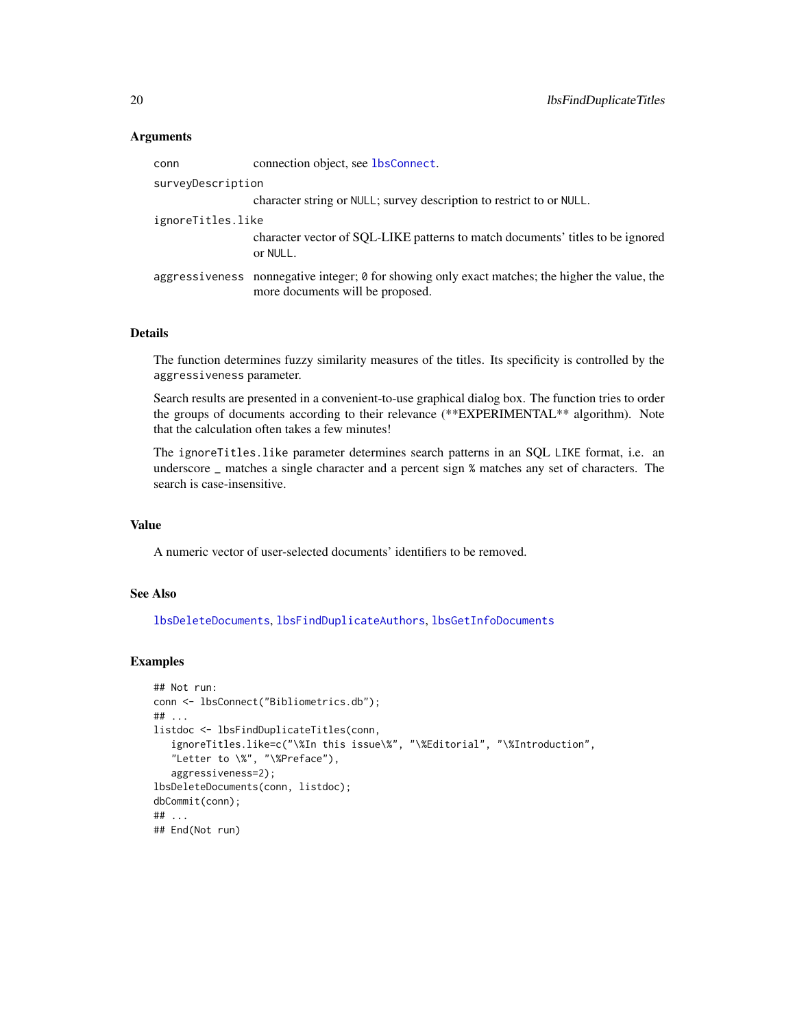### Arguments

- `conn` — connection object, see `lbsConnect`.
- `surveyDescription` — character string or `NULL`; survey description to restrict to or `NULL`.
- `ignoreTitles.like` — character vector of SQL-LIKE patterns to match documents' titles to be ignored or `NULL`.
- `aggressiveness` — nonnegative integer; `0` for showing only exact matches; the higher the value, the more documents will be proposed.

### Details

The function determines fuzzy similarity measures of the titles. Its specificity is controlled by the `aggressiveness` parameter.

Search results are presented in a convenient-to-use graphical dialog box. The function tries to order the groups of documents according to their relevance (**EXPERIMENTAL** algorithm). Note that the calculation often takes a few minutes!

The `ignoreTitles.like` parameter determines search patterns in an SQL `LIKE` format, i.e. an underscore `_` matches a single character and a percent sign `%` matches any set of characters. The search is case-insensitive.

### Value

A numeric vector of user-selected documents' identifiers to be removed.

### See Also

`lbsDeleteDocuments`, `lbsFindDuplicateAuthors`, `lbsGetInfoDocuments`

### Examples

```
## Not run:
conn <- lbsConnect("Bibliometrics.db");
## ...
listdoc <- lbsFindDuplicateTitles(conn,
   ignoreTitles.like=c("\%In this issue\%", "\%Editorial", "\%Introduction",
   "Letter to \%", "\%Preface"),
   aggressiveness=2);
lbsDeleteDocuments(conn, listdoc);
dbCommit(conn);
## ...
## End(Not run)
```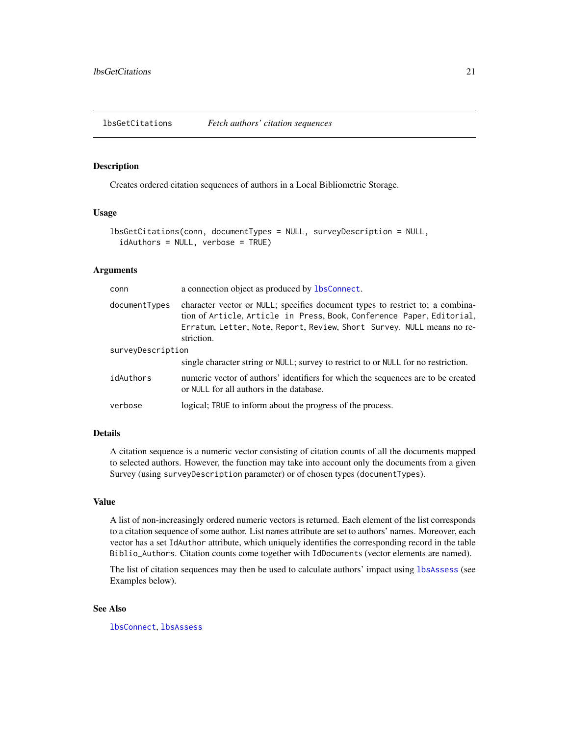## lbsGetCitations *Fetch authors' citation sequences*

### Description

Creates ordered citation sequences of authors in a Local Bibliometric Storage.

### Usage

```
lbsGetCitations(conn, documentTypes = NULL, surveyDescription = NULL,
  idAuthors = NULL, verbose = TRUE)
```

### Arguments

| | |
|---|---|
| conn | a connection object as produced by `lbsConnect`. |
| documentTypes | character vector or `NULL`; specifies document types to restrict to; a combination of `Article`, `Article in Press`, `Book`, `Conference Paper`, `Editorial`, `Erratum`, `Letter`, `Note`, `Report`, `Review`, `Short Survey`. `NULL` means no restriction. |
| surveyDescription | single character string or `NULL`; survey to restrict to or `NULL` for no restriction. |
| idAuthors | numeric vector of authors' identifiers for which the sequences are to be created or `NULL` for all authors in the database. |
| verbose | logical; `TRUE` to inform about the progress of the process. |

### Details

A citation sequence is a numeric vector consisting of citation counts of all the documents mapped to selected authors. However, the function may take into account only the documents from a given Survey (using `surveyDescription` parameter) or of chosen types (`documentTypes`).

### Value

A list of non-increasingly ordered numeric vectors is returned. Each element of the list corresponds to a citation sequence of some author. List `names` attribute are set to authors' names. Moreover, each vector has a set `IdAuthor` attribute, which uniquely identifies the corresponding record in the table `Biblio_Authors`. Citation counts come together with `IdDocuments` (vector elements are named).

The list of citation sequences may then be used to calculate authors' impact using `lbsAssess` (see Examples below).

### See Also

`lbsConnect`, `lbsAssess`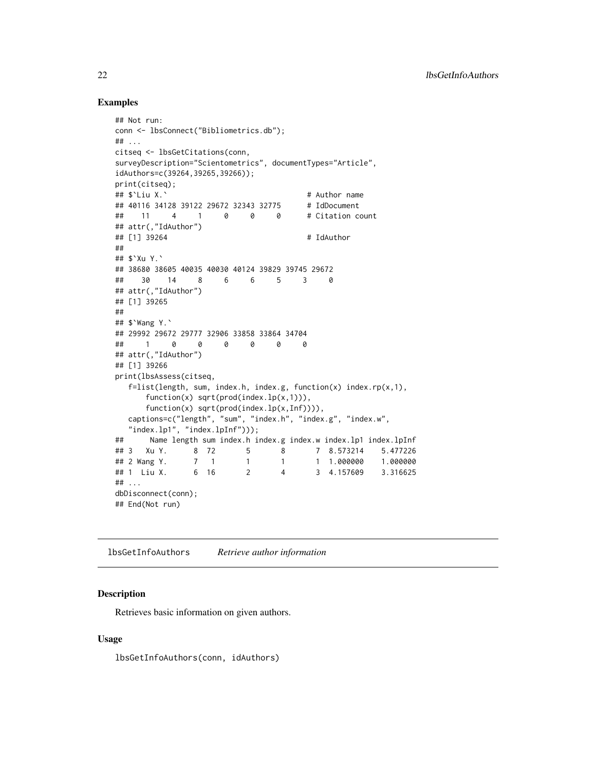## Examples

```
## Not run:
conn <- lbsConnect("Bibliometrics.db");
## ...
citseq <- lbsGetCitations(conn,
surveyDescription="Scientometrics", documentTypes="Article",
idAuthors=c(39264,39265,39266));
print(citseq);
## $`Liu X.`                                # Author name
## 40116 34128 39122 29672 32343 32775      # IdDocument
##    11     4     1     0     0     0      # Citation count
## attr(,"IdAuthor")
## [1] 39264                                # IdAuthor
##
## $`Xu Y.`
## 38680 38605 40035 40030 40124 39829 39745 29672
##    30    14     8     6     6     5     3     0
## attr(,"IdAuthor")
## [1] 39265
##
## $`Wang Y.`
## 29992 29672 29777 32906 33858 33864 34704
##     1     0     0     0     0     0     0
## attr(,"IdAuthor")
## [1] 39266
print(lbsAssess(citseq,
   f=list(length, sum, index.h, index.g, function(x) index.rp(x,1),
       function(x) sqrt(prod(index.lp(x,1))),
       function(x) sqrt(prod(index.lp(x,Inf)))),
   captions=c("length", "sum", "index.h", "index.g", "index.w",
   "index.lp1", "index.lpInf")));
##      Name length sum index.h index.g index.w index.lp1 index.lpInf
## 3   Xu Y.      8  72       5       8       7  8.573214    5.477226
## 2 Wang Y.      7   1       1       1       1  1.000000    1.000000
## 1  Liu X.      6  16       2       4       3  4.157609    3.316625
## ...
dbDisconnect(conn);
## End(Not run)
```

---

lbsGetInfoAuthors    *Retrieve author information*

---

## Description

Retrieves basic information on given authors.

## Usage

```
lbsGetInfoAuthors(conn, idAuthors)
```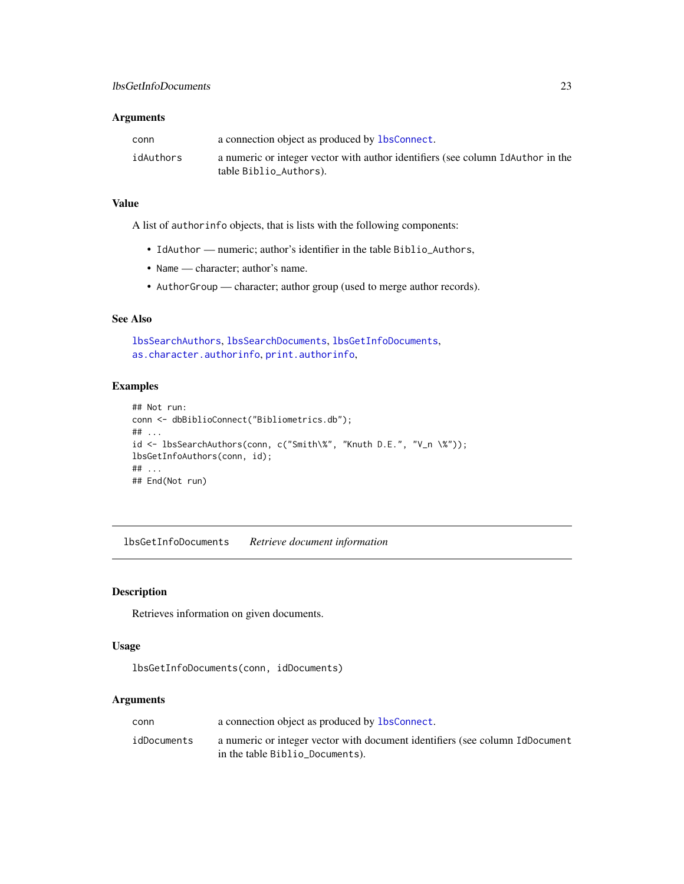### Arguments

| | |
|---|---|
| conn | a connection object as produced by lbsConnect. |
| idAuthors | a numeric or integer vector with author identifiers (see column IdAuthor in the table Biblio_Authors). |

### Value

A list of authorinfo objects, that is lists with the following components:

- IdAuthor — numeric; author's identifier in the table Biblio_Authors,
- Name — character; author's name.
- AuthorGroup — character; author group (used to merge author records).

### See Also

lbsSearchAuthors, lbsSearchDocuments, lbsGetInfoDocuments,
as.character.authorinfo, print.authorinfo,

### Examples

```
## Not run:
conn <- dbBiblioConnect("Bibliometrics.db");
## ...
id <- lbsSearchAuthors(conn, c("Smith\%", "Knuth D.E.", "V_n \%"));
lbsGetInfoAuthors(conn, id);
## ...
## End(Not run)
```

---

## lbsGetInfoDocuments *Retrieve document information*

---

### Description

Retrieves information on given documents.

### Usage

```
lbsGetInfoDocuments(conn, idDocuments)
```

### Arguments

| | |
|---|---|
| conn | a connection object as produced by lbsConnect. |
| idDocuments | a numeric or integer vector with document identifiers (see column IdDocument in the table Biblio_Documents). |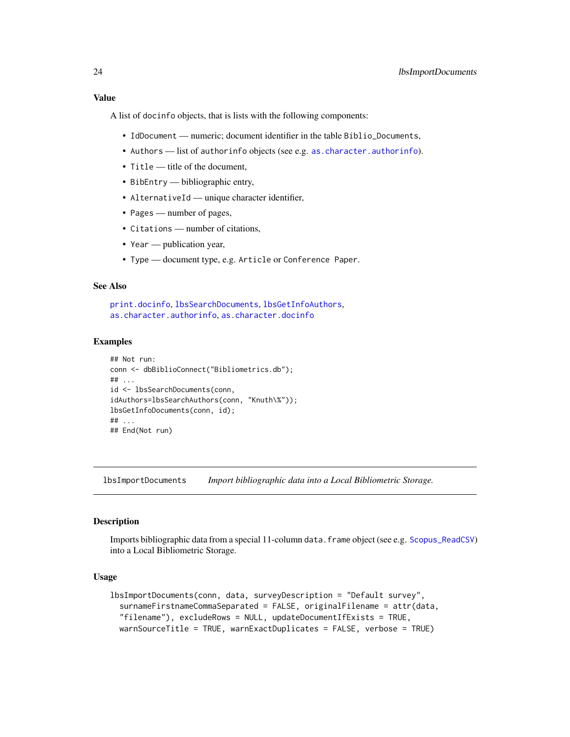### Value

A list of `docinfo` objects, that is lists with the following components:

- `IdDocument` — numeric; document identifier in the table `Biblio_Documents`,
- `Authors` — list of `authorinfo` objects (see e.g. `as.character.authorinfo`).
- `Title` — title of the document,
- `BibEntry` — bibliographic entry,
- `AlternativeId` — unique character identifier,
- `Pages` — number of pages,
- `Citations` — number of citations,
- `Year` — publication year,
- `Type` — document type, e.g. `Article` or `Conference Paper`.

### See Also

`print.docinfo`, `lbsSearchDocuments`, `lbsGetInfoAuthors`, `as.character.authorinfo`, `as.character.docinfo`

### Examples

```
## Not run:
conn <- dbBiblioConnect("Bibliometrics.db");
## ...
id <- lbsSearchDocuments(conn,
idAuthors=lbsSearchAuthors(conn, "Knuth\%"));
lbsGetInfoDocuments(conn, id);
## ...
## End(Not run)
```

---

## lbsImportDocuments — *Import bibliographic data into a Local Bibliometric Storage.*

### Description

Imports bibliographic data from a special 11-column `data.frame` object (see e.g. `Scopus_ReadCSV`) into a Local Bibliometric Storage.

### Usage

```
lbsImportDocuments(conn, data, surveyDescription = "Default survey",
  surnameFirstnameCommaSeparated = FALSE, originalFilename = attr(data,
  "filename"), excludeRows = NULL, updateDocumentIfExists = TRUE,
  warnSourceTitle = TRUE, warnExactDuplicates = FALSE, verbose = TRUE)
```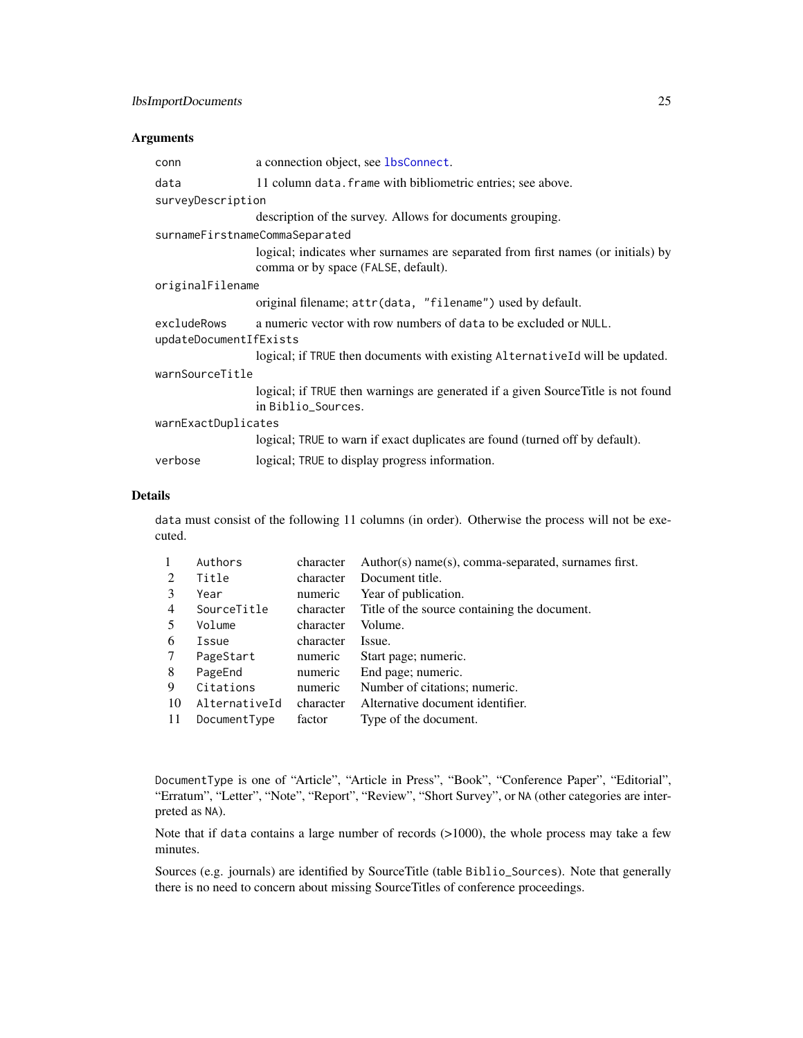## Arguments

| | |
|---|---|
| `conn` | a connection object, see `lbsConnect`. |
| `data` | 11 column `data.frame` with bibliometric entries; see above. |
| `surveyDescription` | description of the survey. Allows for documents grouping. |
| `surnameFirstnameCommaSeparated` | logical; indicates wher surnames are separated from first names (or initials) by comma or by space (`FALSE`, default). |
| `originalFilename` | original filename; `attr(data, "filename")` used by default. |
| `excludeRows` | a numeric vector with row numbers of `data` to be excluded or `NULL`. |
| `updateDocumentIfExists` | logical; if `TRUE` then documents with existing `AlternativeId` will be updated. |
| `warnSourceTitle` | logical; if `TRUE` then warnings are generated if a given SourceTitle is not found in `Biblio_Sources`. |
| `warnExactDuplicates` | logical; `TRUE` to warn if exact duplicates are found (turned off by default). |
| `verbose` | logical; `TRUE` to display progress information. |

## Details

`data` must consist of the following 11 columns (in order). Otherwise the process will not be executed.

| | | | |
|---|---|---|---|
| 1 | `Authors` | character | Author(s) name(s), comma-separated, surnames first. |
| 2 | `Title` | character | Document title. |
| 3 | `Year` | numeric | Year of publication. |
| 4 | `SourceTitle` | character | Title of the source containing the document. |
| 5 | `Volume` | character | Volume. |
| 6 | `Issue` | character | Issue. |
| 7 | `PageStart` | numeric | Start page; numeric. |
| 8 | `PageEnd` | numeric | End page; numeric. |
| 9 | `Citations` | numeric | Number of citations; numeric. |
| 10 | `AlternativeId` | character | Alternative document identifier. |
| 11 | `DocumentType` | factor | Type of the document. |

`DocumentType` is one of "Article", "Article in Press", "Book", "Conference Paper", "Editorial", "Erratum", "Letter", "Note", "Report", "Review", "Short Survey", or `NA` (other categories are interpreted as `NA`).

Note that if `data` contains a large number of records (>1000), the whole process may take a few minutes.

Sources (e.g. journals) are identified by SourceTitle (table `Biblio_Sources`). Note that generally there is no need to concern about missing SourceTitles of conference proceedings.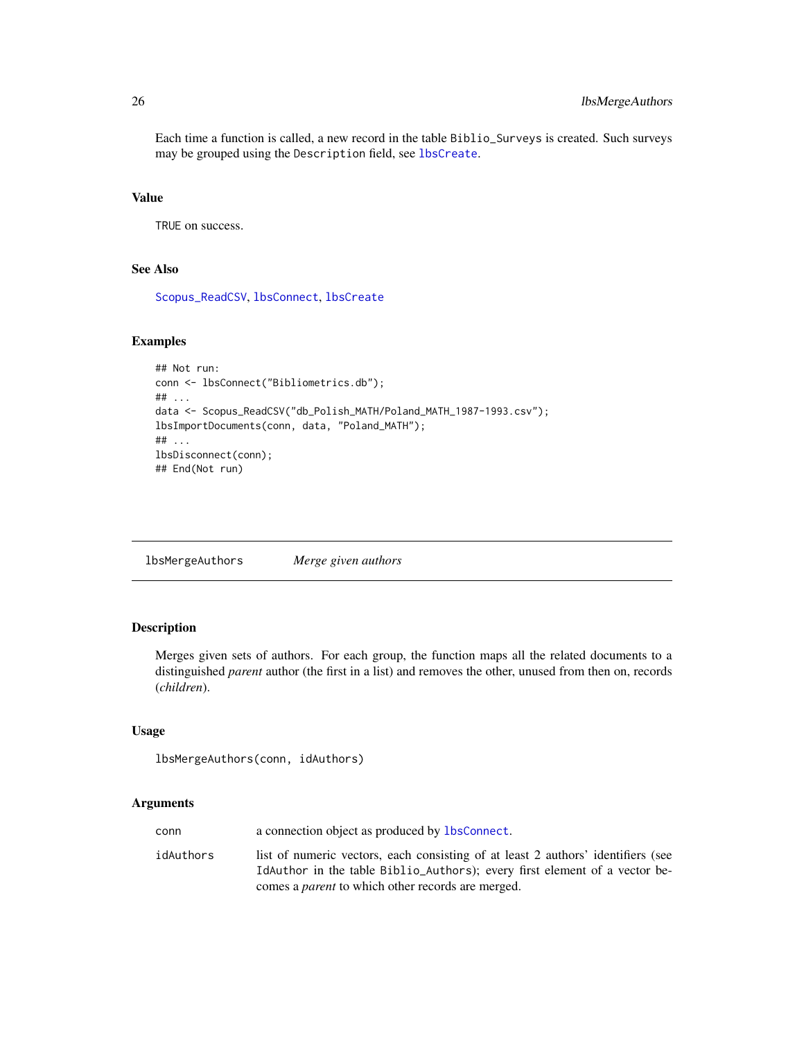Each time a function is called, a new record in the table Biblio_Surveys is created. Such surveys may be grouped using the Description field, see lbsCreate.

### Value

TRUE on success.

### See Also

Scopus_ReadCSV, lbsConnect, lbsCreate

### Examples

```
## Not run:
conn <- lbsConnect("Bibliometrics.db");
## ...
data <- Scopus_ReadCSV("db_Polish_MATH/Poland_MATH_1987-1993.csv");
lbsImportDocuments(conn, data, "Poland_MATH");
## ...
lbsDisconnect(conn);
## End(Not run)
```

---

## lbsMergeAuthors *Merge given authors*

---

### Description

Merges given sets of authors. For each group, the function maps all the related documents to a distinguished *parent* author (the first in a list) and removes the other, unused from then on, records (*children*).

### Usage

```
lbsMergeAuthors(conn, idAuthors)
```

### Arguments

| | |
|---|---|
| conn | a connection object as produced by lbsConnect. |
| idAuthors | list of numeric vectors, each consisting of at least 2 authors' identifiers (see IdAuthor in the table Biblio_Authors); every first element of a vector becomes a *parent* to which other records are merged. |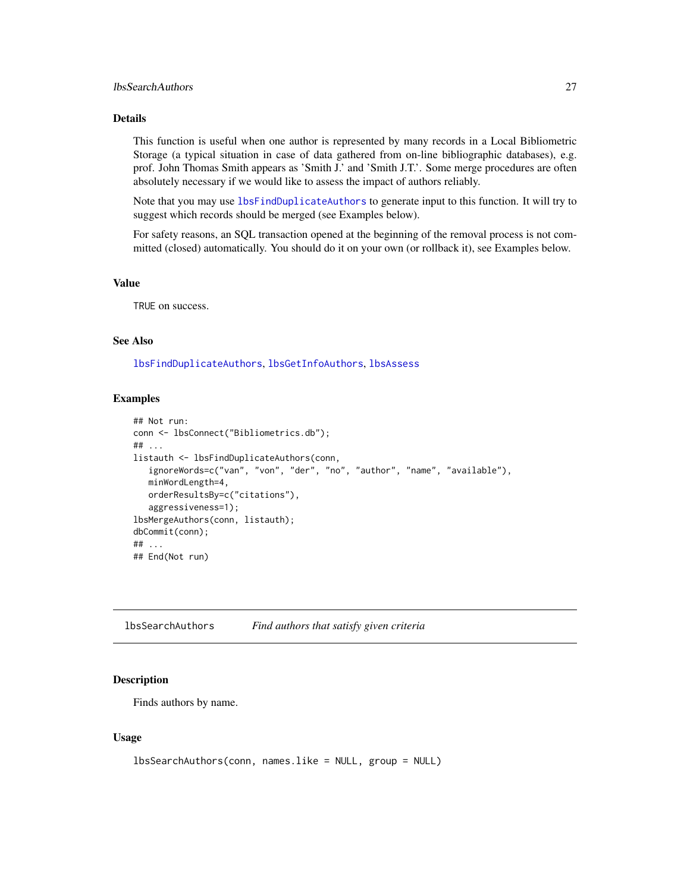### Details

This function is useful when one author is represented by many records in a Local Bibliometric Storage (a typical situation in case of data gathered from on-line bibliographic databases), e.g. prof. John Thomas Smith appears as 'Smith J.' and 'Smith J.T.'. Some merge procedures are often absolutely necessary if we would like to assess the impact of authors reliably.

Note that you may use `lbsFindDuplicateAuthors` to generate input to this function. It will try to suggest which records should be merged (see Examples below).

For safety reasons, an SQL transaction opened at the beginning of the removal process is not committed (closed) automatically. You should do it on your own (or rollback it), see Examples below.

### Value

`TRUE` on success.

### See Also

`lbsFindDuplicateAuthors`, `lbsGetInfoAuthors`, `lbsAssess`

### Examples

```
## Not run:
conn <- lbsConnect("Bibliometrics.db");
## ...
listauth <- lbsFindDuplicateAuthors(conn,
   ignoreWords=c("van", "von", "der", "no", "author", "name", "available"),
   minWordLength=4,
   orderResultsBy=c("citations"),
   aggressiveness=1);
lbsMergeAuthors(conn, listauth);
dbCommit(conn);
## ...
## End(Not run)
```

---

## lbsSearchAuthors — *Find authors that satisfy given criteria*

### Description

Finds authors by name.

### Usage

```
lbsSearchAuthors(conn, names.like = NULL, group = NULL)
```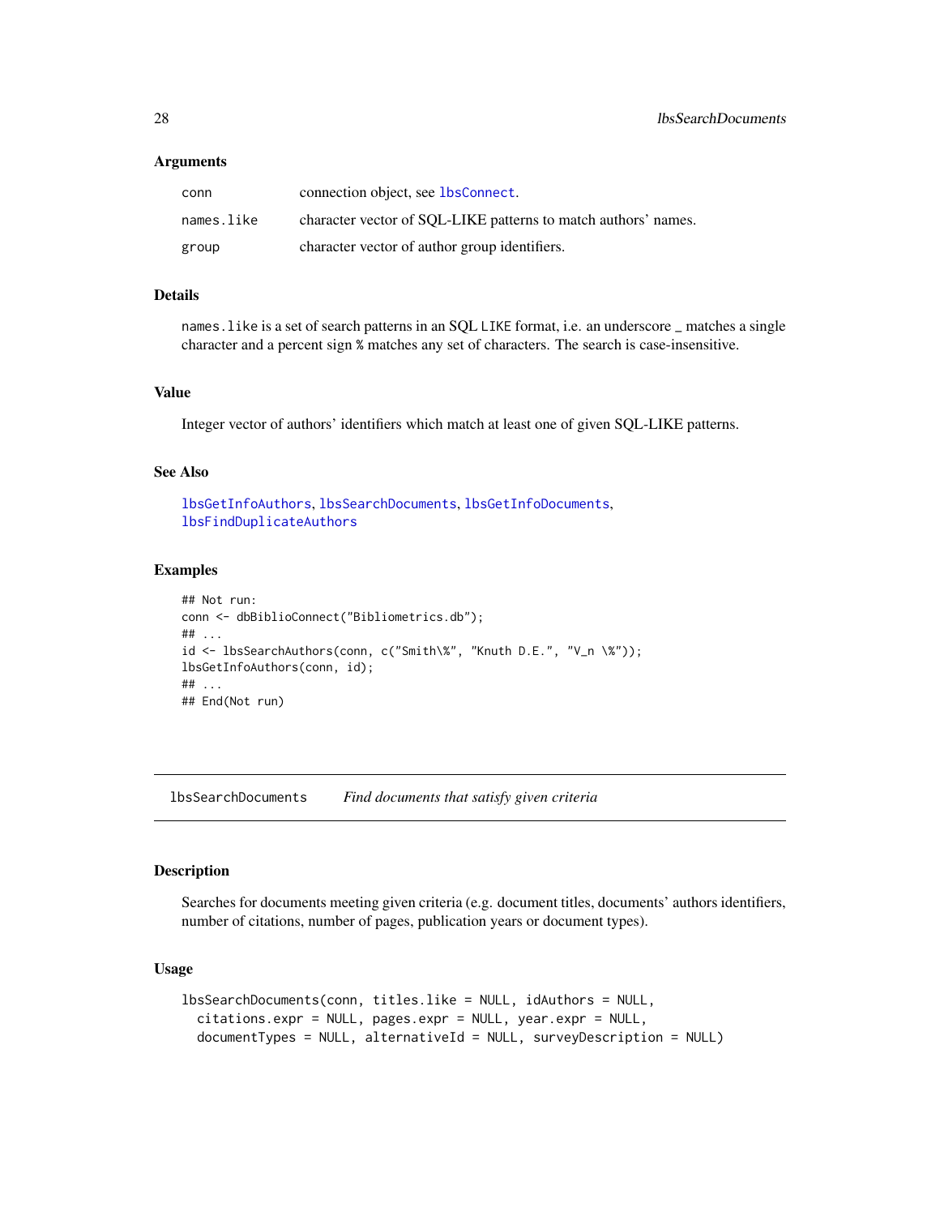### Arguments

| | |
|---|---|
| conn | connection object, see lbsConnect. |
| names.like | character vector of SQL-LIKE patterns to match authors' names. |
| group | character vector of author group identifiers. |

### Details

names.like is a set of search patterns in an SQL LIKE format, i.e. an underscore _ matches a single character and a percent sign % matches any set of characters. The search is case-insensitive.

### Value

Integer vector of authors' identifiers which match at least one of given SQL-LIKE patterns.

### See Also

lbsGetInfoAuthors, lbsSearchDocuments, lbsGetInfoDocuments, lbsFindDuplicateAuthors

### Examples

```
## Not run:
conn <- dbBiblioConnect("Bibliometrics.db");
## ...
id <- lbsSearchAuthors(conn, c("Smith\%", "Knuth D.E.", "V_n \%"));
lbsGetInfoAuthors(conn, id);
## ...
## End(Not run)
```

---

## lbsSearchDocuments *Find documents that satisfy given criteria*

### Description

Searches for documents meeting given criteria (e.g. document titles, documents' authors identifiers, number of citations, number of pages, publication years or document types).

### Usage

```
lbsSearchDocuments(conn, titles.like = NULL, idAuthors = NULL,
  citations.expr = NULL, pages.expr = NULL, year.expr = NULL,
  documentTypes = NULL, alternativeId = NULL, surveyDescription = NULL)
```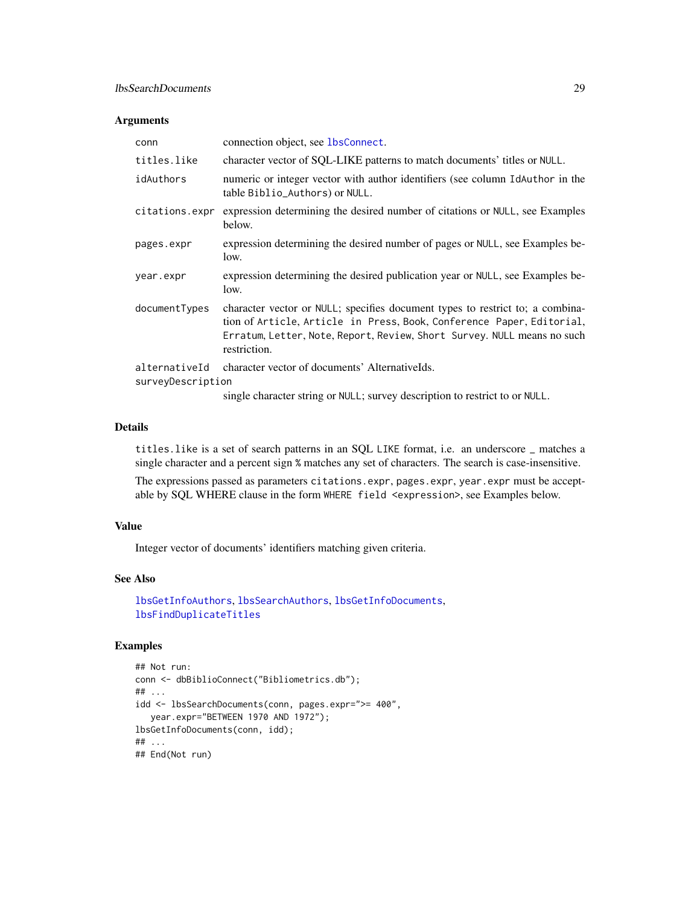## Arguments

| | |
|---|---|
| `conn` | connection object, see `lbsConnect`. |
| `titles.like` | character vector of SQL-LIKE patterns to match documents' titles or `NULL`. |
| `idAuthors` | numeric or integer vector with author identifiers (see column `IdAuthor` in the table `Biblio_Authors`) or `NULL`. |
| `citations.expr` | expression determining the desired number of citations or `NULL`, see Examples below. |
| `pages.expr` | expression determining the desired number of pages or `NULL`, see Examples below. |
| `year.expr` | expression determining the desired publication year or `NULL`, see Examples below. |
| `documentTypes` | character vector or `NULL`; specifies document types to restrict to; a combination of `Article`, `Article in Press`, `Book`, `Conference Paper`, `Editorial`, `Erratum`, `Letter`, `Note`, `Report`, `Review`, `Short Survey`. `NULL` means no such restriction. |
| `alternativeId` | character vector of documents' AlternativeIds. |
| `surveyDescription` | single character string or `NULL`; survey description to restrict to or `NULL`. |

## Details

`titles.like` is a set of search patterns in an SQL `LIKE` format, i.e. an underscore `_` matches a single character and a percent sign `%` matches any set of characters. The search is case-insensitive.

The expressions passed as parameters `citations.expr`, `pages.expr`, `year.expr` must be acceptable by SQL WHERE clause in the form `WHERE field <expression>`, see Examples below.

## Value

Integer vector of documents' identifiers matching given criteria.

## See Also

`lbsGetInfoAuthors`, `lbsSearchAuthors`, `lbsGetInfoDocuments`, `lbsFindDuplicateTitles`

## Examples

```
## Not run:
conn <- dbBiblioConnect("Bibliometrics.db");
## ...
idd <- lbsSearchDocuments(conn, pages.expr=">= 400",
   year.expr="BETWEEN 1970 AND 1972");
lbsGetInfoDocuments(conn, idd);
## ...
## End(Not run)
```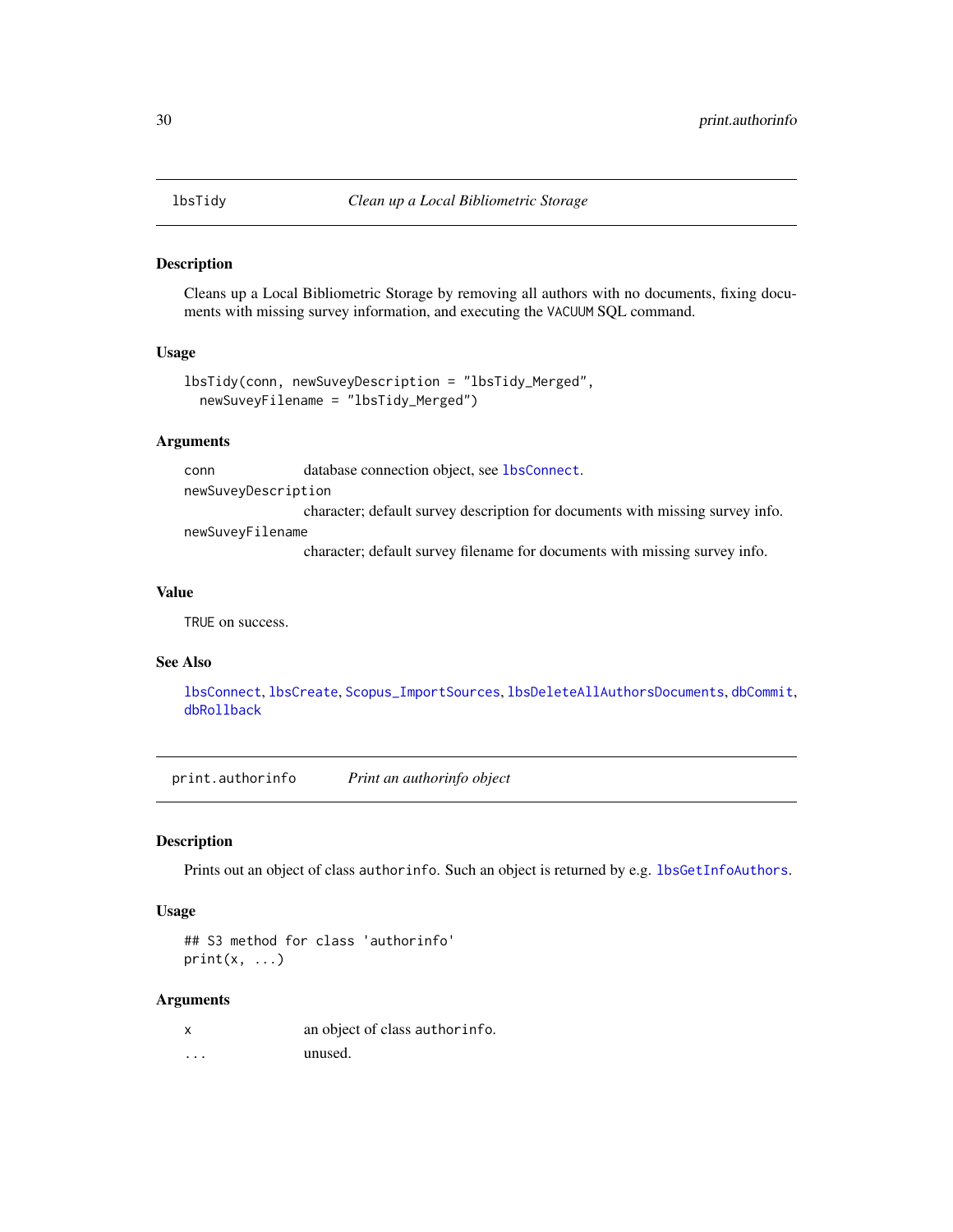## lbsTidy — *Clean up a Local Bibliometric Storage*

### Description

Cleans up a Local Bibliometric Storage by removing all authors with no documents, fixing documents with missing survey information, and executing the `VACUUM` SQL command.

### Usage

```
lbsTidy(conn, newSuveyDescription = "lbsTidy_Merged",
  newSuveyFilename = "lbsTidy_Merged")
```

### Arguments

| | |
|---|---|
| `conn` | database connection object, see `lbsConnect`. |
| `newSuveyDescription` | character; default survey description for documents with missing survey info. |
| `newSuveyFilename` | character; default survey filename for documents with missing survey info. |

### Value

`TRUE` on success.

### See Also

`lbsConnect`, `lbsCreate`, `Scopus_ImportSources`, `lbsDeleteAllAuthorsDocuments`, `dbCommit`, `dbRollback`

## print.authorinfo — *Print an authorinfo object*

### Description

Prints out an object of class `authorinfo`. Such an object is returned by e.g. `lbsGetInfoAuthors`.

### Usage

```
## S3 method for class 'authorinfo'
print(x, ...)
```

### Arguments

| | |
|---|---|
| `x` | an object of class `authorinfo`. |
| `...` | unused. |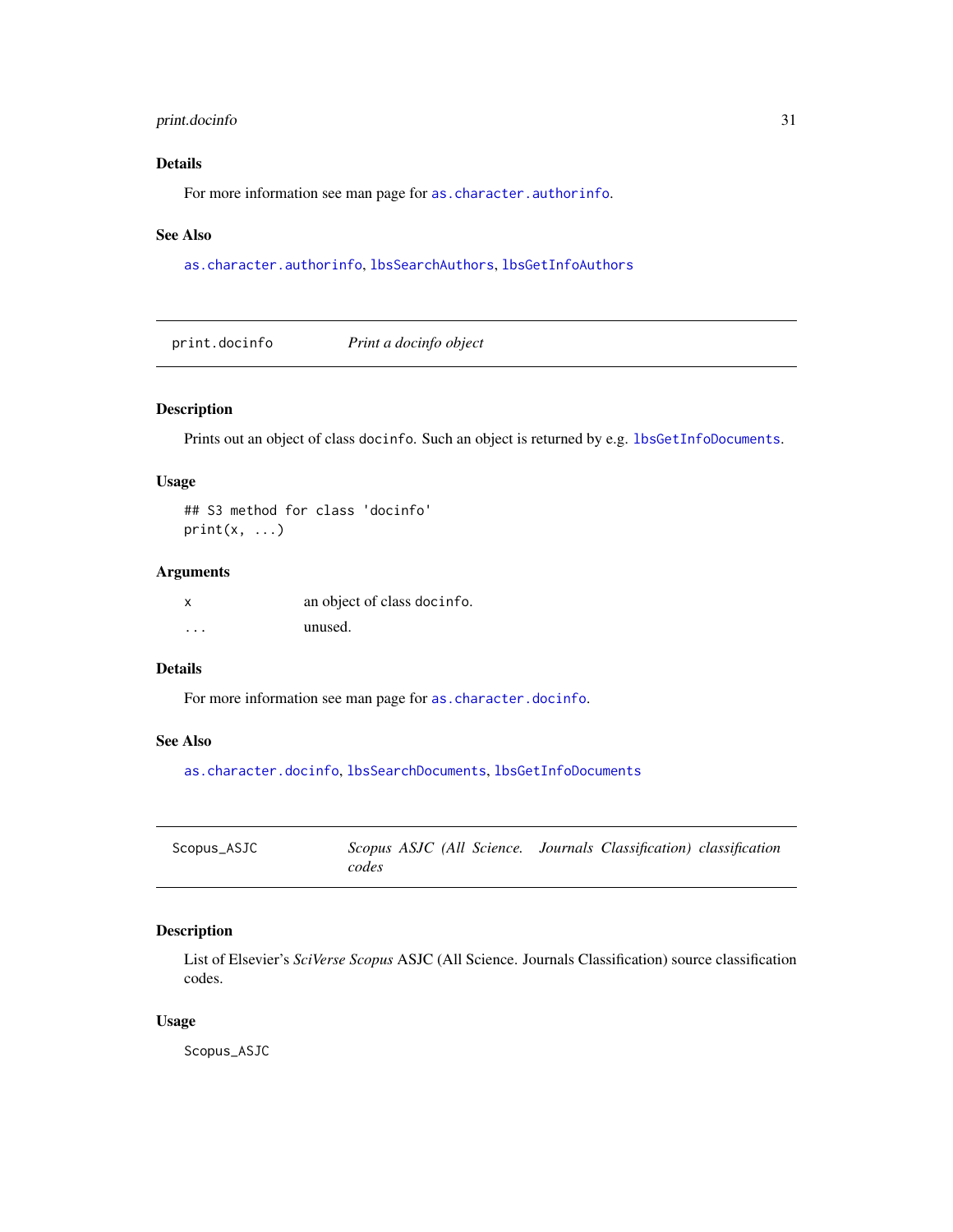## Details

For more information see man page for `as.character.authorinfo`.

## See Also

`as.character.authorinfo`, `lbsSearchAuthors`, `lbsGetInfoAuthors`

---

# print.docinfo — *Print a docinfo object*

## Description

Prints out an object of class docinfo. Such an object is returned by e.g. `lbsGetInfoDocuments`.

## Usage

```
## S3 method for class 'docinfo'
print(x, ...)
```

## Arguments

| | |
|---|---|
| x | an object of class docinfo. |
| ... | unused. |

## Details

For more information see man page for `as.character.docinfo`.

## See Also

`as.character.docinfo`, `lbsSearchDocuments`, `lbsGetInfoDocuments`

---

# Scopus_ASJC — *Scopus ASJC (All Science. Journals Classification) classification codes*

## Description

List of Elsevier's *SciVerse Scopus* ASJC (All Science. Journals Classification) source classification codes.

## Usage

```
Scopus_ASJC
```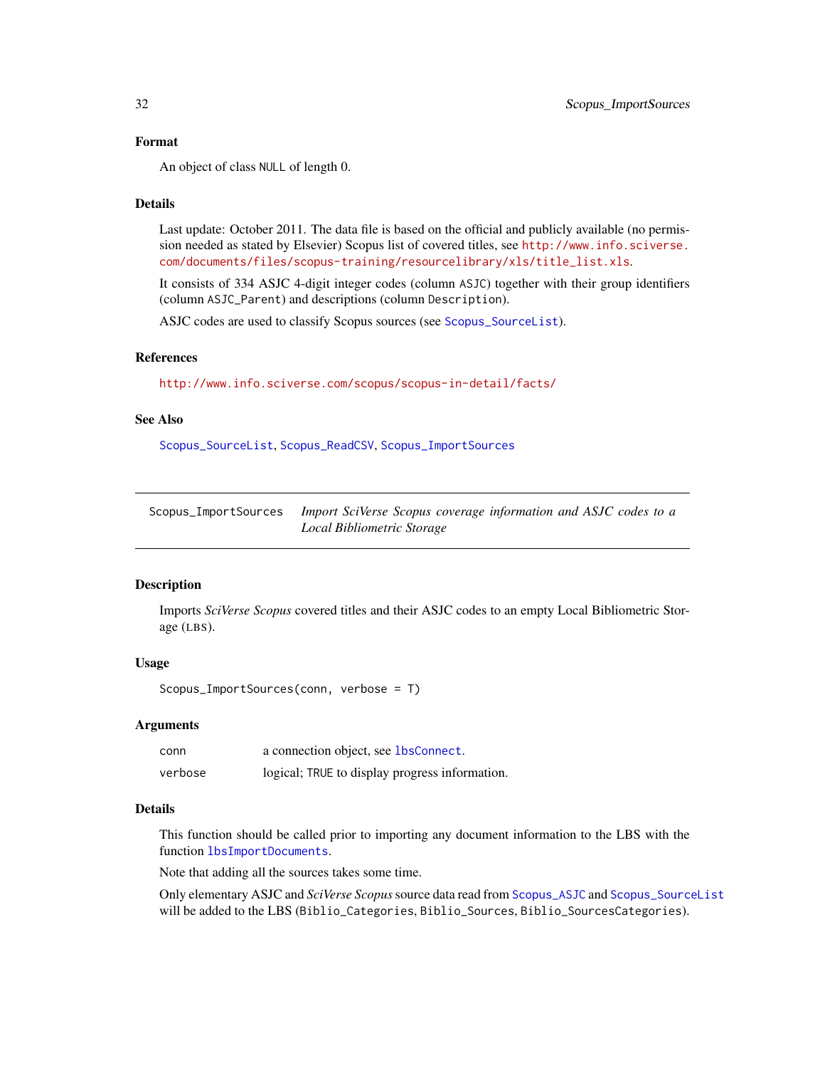### Format

An object of class NULL of length 0.

### Details

Last update: October 2011. The data file is based on the official and publicly available (no permission needed as stated by Elsevier) Scopus list of covered titles, see http://www.info.sciverse.com/documents/files/scopus-training/resourcelibrary/xls/title_list.xls.

It consists of 334 ASJC 4-digit integer codes (column ASJC) together with their group identifiers (column ASJC_Parent) and descriptions (column Description).

ASJC codes are used to classify Scopus sources (see Scopus_SourceList).

### References

http://www.info.sciverse.com/scopus/scopus-in-detail/facts/

### See Also

Scopus_SourceList, Scopus_ReadCSV, Scopus_ImportSources

---

## Scopus_ImportSources — *Import SciVerse Scopus coverage information and ASJC codes to a Local Bibliometric Storage*

### Description

Imports *SciVerse Scopus* covered titles and their ASJC codes to an empty Local Bibliometric Storage (LBS).

### Usage

```
Scopus_ImportSources(conn, verbose = T)
```

### Arguments

| | |
|---|---|
| conn | a connection object, see lbsConnect. |
| verbose | logical; TRUE to display progress information. |

### Details

This function should be called prior to importing any document information to the LBS with the function lbsImportDocuments.

Note that adding all the sources takes some time.

Only elementary ASJC and *SciVerse Scopus* source data read from Scopus_ASJC and Scopus_SourceList will be added to the LBS (Biblio_Categories, Biblio_Sources, Biblio_SourcesCategories).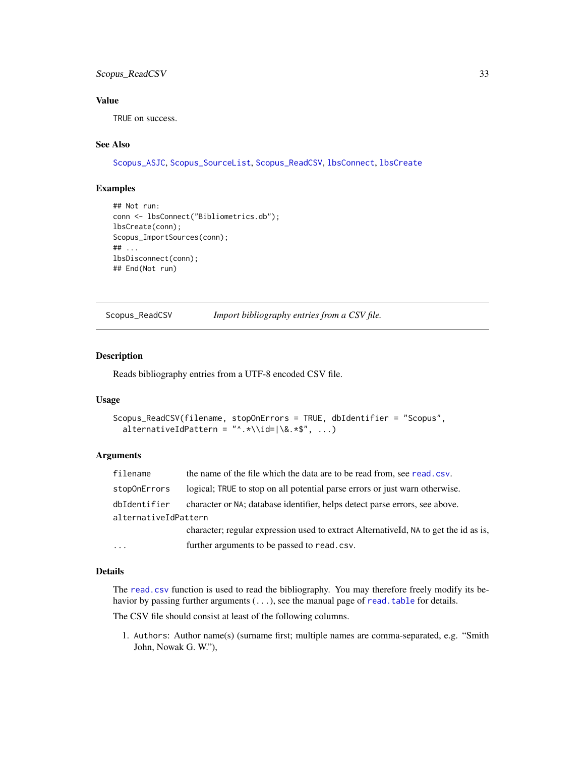### Value

TRUE on success.

### See Also

Scopus_ASJC, Scopus_SourceList, Scopus_ReadCSV, lbsConnect, lbsCreate

### Examples

```
## Not run:
conn <- lbsConnect("Bibliometrics.db");
lbsCreate(conn);
Scopus_ImportSources(conn);
## ...
lbsDisconnect(conn);
## End(Not run)
```

---

## Scopus_ReadCSV — *Import bibliography entries from a CSV file.*

### Description

Reads bibliography entries from a UTF-8 encoded CSV file.

### Usage

```
Scopus_ReadCSV(filename, stopOnErrors = TRUE, dbIdentifier = "Scopus",
  alternativeIdPattern = "^.*\\id=|\&.*$", ...)
```

### Arguments

| | |
|---|---|
| filename | the name of the file which the data are to be read from, see read.csv. |
| stopOnErrors | logical; TRUE to stop on all potential parse errors or just warn otherwise. |
| dbIdentifier | character or NA; database identifier, helps detect parse errors, see above. |
| alternativeIdPattern | character; regular expression used to extract AlternativeId, NA to get the id as is, |
| ... | further arguments to be passed to read.csv. |

### Details

The read.csv function is used to read the bibliography. You may therefore freely modify its behavior by passing further arguments (...), see the manual page of read.table for details.

The CSV file should consist at least of the following columns.

1. Authors: Author name(s) (surname first; multiple names are comma-separated, e.g. "Smith John, Nowak G. W."),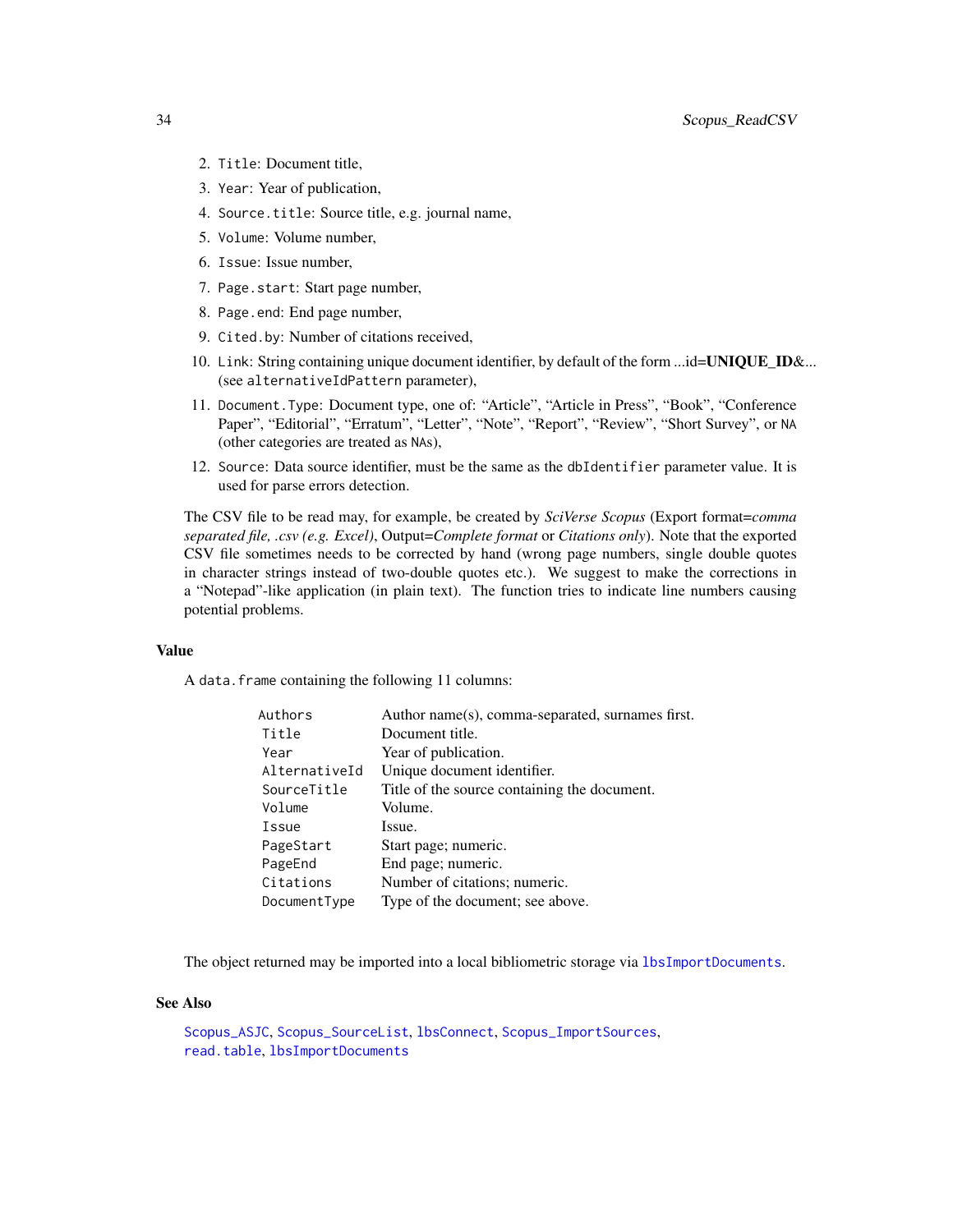2. `Title`: Document title,
3. `Year`: Year of publication,
4. `Source.title`: Source title, e.g. journal name,
5. `Volume`: Volume number,
6. `Issue`: Issue number,
7. `Page.start`: Start page number,
8. `Page.end`: End page number,
9. `Cited.by`: Number of citations received,
10. `Link`: String containing unique document identifier, by default of the form ...id=**UNIQUE_ID**&... (see `alternativeIdPattern` parameter),
11. `Document.Type`: Document type, one of: "Article", "Article in Press", "Book", "Conference Paper", "Editorial", "Erratum", "Letter", "Note", "Report", "Review", "Short Survey", or `NA` (other categories are treated as `NA`s),
12. `Source`: Data source identifier, must be the same as the `dbIdentifier` parameter value. It is used for parse errors detection.

The CSV file to be read may, for example, be created by *SciVerse Scopus* (Export format=*comma separated file, .csv (e.g. Excel)*, Output=*Complete format* or *Citations only*). Note that the exported CSV file sometimes needs to be corrected by hand (wrong page numbers, single double quotes in character strings instead of two-double quotes etc.). We suggest to make the corrections in a "Notepad"-like application (in plain text). The function tries to indicate line numbers causing potential problems.

## Value

A `data.frame` containing the following 11 columns:

| | |
|---|---|
| `Authors` | Author name(s), comma-separated, surnames first. |
| `Title` | Document title. |
| `Year` | Year of publication. |
| `AlternativeId` | Unique document identifier. |
| `SourceTitle` | Title of the source containing the document. |
| `Volume` | Volume. |
| `Issue` | Issue. |
| `PageStart` | Start page; numeric. |
| `PageEnd` | End page; numeric. |
| `Citations` | Number of citations; numeric. |
| `DocumentType` | Type of the document; see above. |

The object returned may be imported into a local bibliometric storage via `lbsImportDocuments`.

## See Also

`Scopus_ASJC`, `Scopus_SourceList`, `lbsConnect`, `Scopus_ImportSources`, `read.table`, `lbsImportDocuments`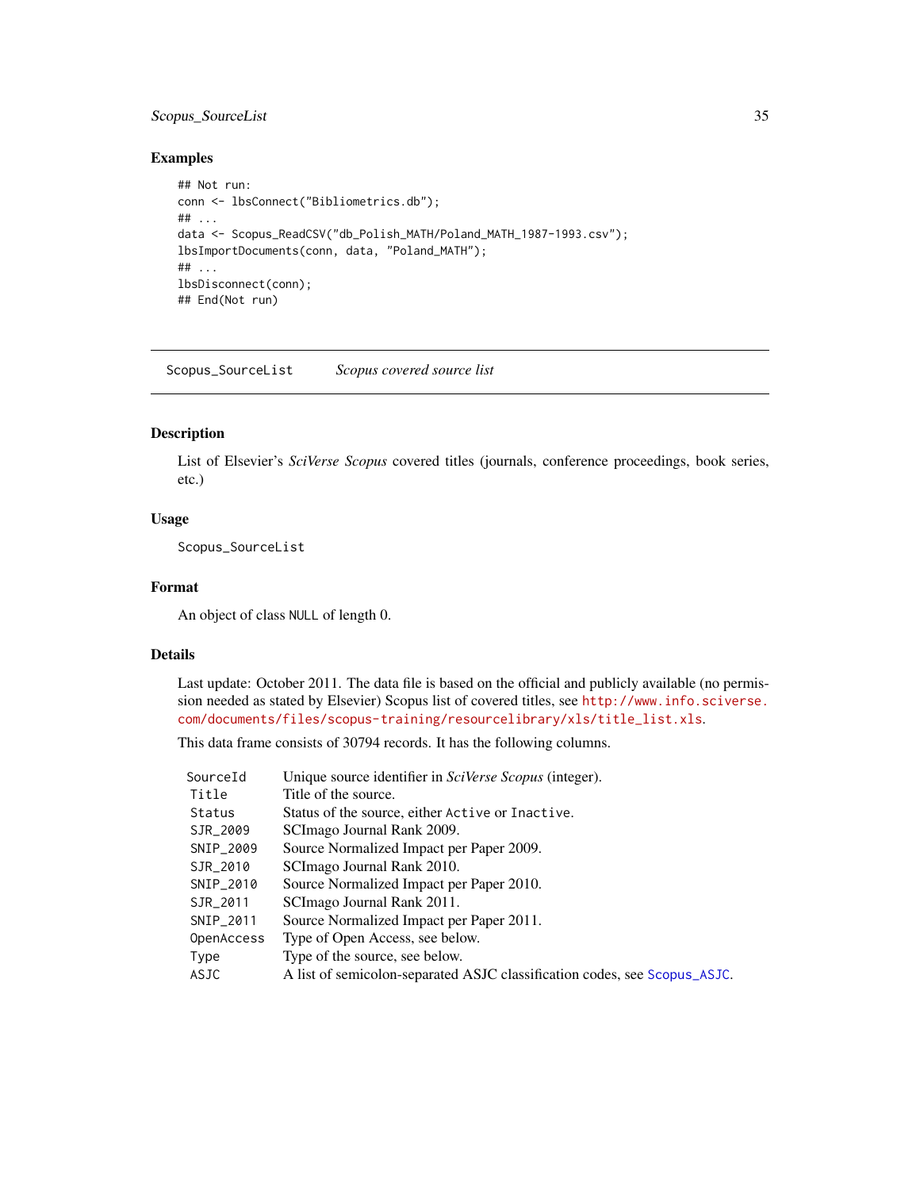## Examples

```
## Not run:
conn <- lbsConnect("Bibliometrics.db");
## ...
data <- Scopus_ReadCSV("db_Polish_MATH/Poland_MATH_1987-1993.csv");
lbsImportDocuments(conn, data, "Poland_MATH");
## ...
lbsDisconnect(conn);
## End(Not run)
```

---

`Scopus_SourceList` *Scopus covered source list*

---

## Description

List of Elsevier's *SciVerse Scopus* covered titles (journals, conference proceedings, book series, etc.)

## Usage

```
Scopus_SourceList
```

## Format

An object of class `NULL` of length 0.

## Details

Last update: October 2011. The data file is based on the official and publicly available (no permission needed as stated by Elsevier) Scopus list of covered titles, see http://www.info.sciverse.com/documents/files/scopus-training/resourcelibrary/xls/title_list.xls.

This data frame consists of 30794 records. It has the following columns.

| | |
|---|---|
| `SourceId` | Unique source identifier in *SciVerse Scopus* (integer). |
| `Title` | Title of the source. |
| `Status` | Status of the source, either `Active` or `Inactive`. |
| `SJR_2009` | SCImago Journal Rank 2009. |
| `SNIP_2009` | Source Normalized Impact per Paper 2009. |
| `SJR_2010` | SCImago Journal Rank 2010. |
| `SNIP_2010` | Source Normalized Impact per Paper 2010. |
| `SJR_2011` | SCImago Journal Rank 2011. |
| `SNIP_2011` | Source Normalized Impact per Paper 2011. |
| `OpenAccess` | Type of Open Access, see below. |
| `Type` | Type of the source, see below. |
| `ASJC` | A list of semicolon-separated ASJC classification codes, see `Scopus_ASJC`. |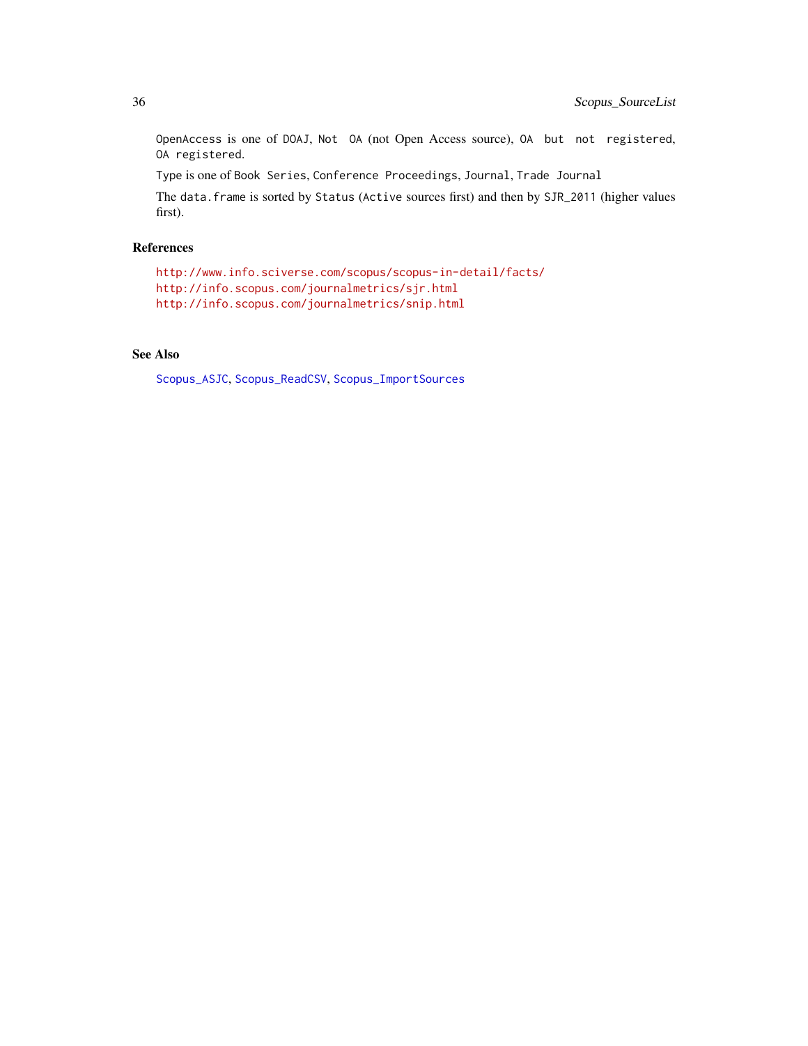OpenAccess is one of DOAJ, Not OA (not Open Access source), OA but not registered, OA registered.

Type is one of Book Series, Conference Proceedings, Journal, Trade Journal

The data.frame is sorted by Status (Active sources first) and then by SJR_2011 (higher values first).

## References

http://www.info.sciverse.com/scopus/scopus-in-detail/facts/
http://info.scopus.com/journalmetrics/sjr.html
http://info.scopus.com/journalmetrics/snip.html

## See Also

Scopus_ASJC, Scopus_ReadCSV, Scopus_ImportSources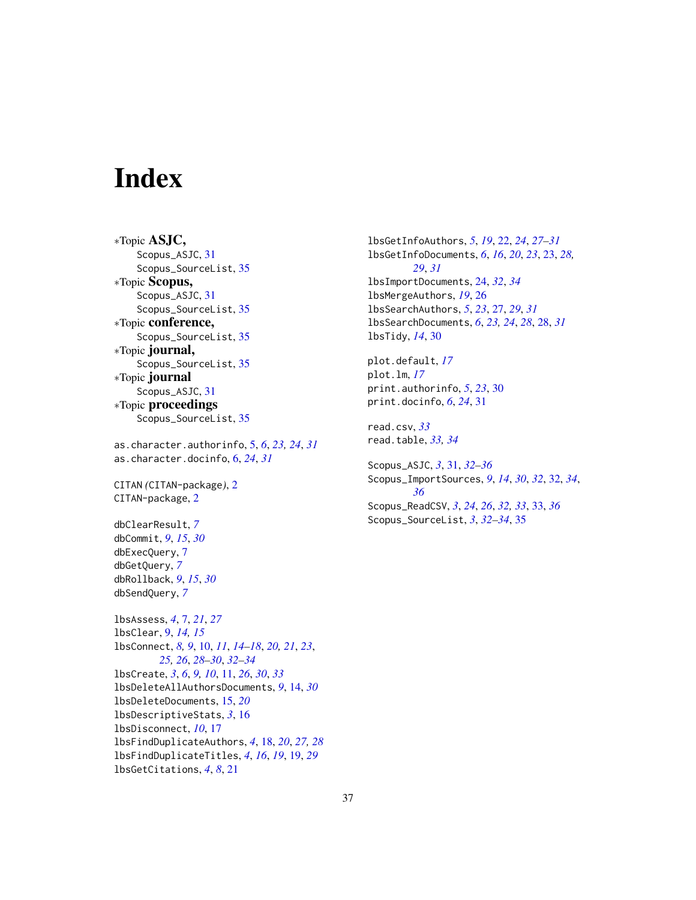# Index

*Topic **ASJC,**
  Scopus_ASJC, 31
  Scopus_SourceList, 35
*Topic **Scopus,**
  Scopus_ASJC, 31
  Scopus_SourceList, 35
*Topic **conference,**
  Scopus_SourceList, 35
*Topic **journal,**
  Scopus_SourceList, 35
*Topic **journal**
  Scopus_ASJC, 31
*Topic **proceedings**
  Scopus_SourceList, 35

as.character.authorinfo, *5*, *6*, *23, 24*, *31*
as.character.docinfo, 6, *24*, *31*

CITAN *(*CITAN-package*)*, 2
CITAN-package, 2

dbClearResult, *7*
dbCommit, *9*, *15*, *30*
dbExecQuery, 7
dbGetQuery, *7*
dbRollback, *9*, *15*, *30*
dbSendQuery, *7*

lbsAssess, *4*, 7, *21*, *27*
lbsClear, 9, *14, 15*
lbsConnect, *8, 9*, 10, *11*, *14–18*, *20, 21*, *23*, *25, 26*, *28–30*, *32–34*
lbsCreate, *3*, *6*, *9, 10*, 11, *26*, *30*, *33*
lbsDeleteAllAuthorsDocuments, *9*, 14, *30*
lbsDeleteDocuments, 15, *20*
lbsDescriptiveStats, *3*, 16
lbsDisconnect, *10*, 17
lbsFindDuplicateAuthors, *4*, 18, *20*, *27, 28*
lbsFindDuplicateTitles, *4*, *16*, *19*, 19, *29*
lbsGetCitations, *4*, *8*, 21
lbsGetInfoAuthors, *5*, *19*, 22, *24*, *27–31*
lbsGetInfoDocuments, *6*, *16*, *20*, *23*, 23, *28, 29*, *31*
lbsImportDocuments, 24, *32*, *34*
lbsMergeAuthors, *19*, 26
lbsSearchAuthors, *5*, *23*, 27, *29*, *31*
lbsSearchDocuments, *6*, *23, 24*, *28*, 28, *31*
lbsTidy, *14*, 30

plot.default, *17*
plot.lm, *17*
print.authorinfo, *5*, *23*, 30
print.docinfo, *6*, *24*, 31

read.csv, *33*
read.table, *33, 34*

Scopus_ASJC, *3*, 31, *32–36*
Scopus_ImportSources, *9*, *14*, *30*, *32*, 32, *34*, *36*
Scopus_ReadCSV, *3*, *24*, *26*, *32, 33*, 33, *36*
Scopus_SourceList, *3*, *32–34*, 35